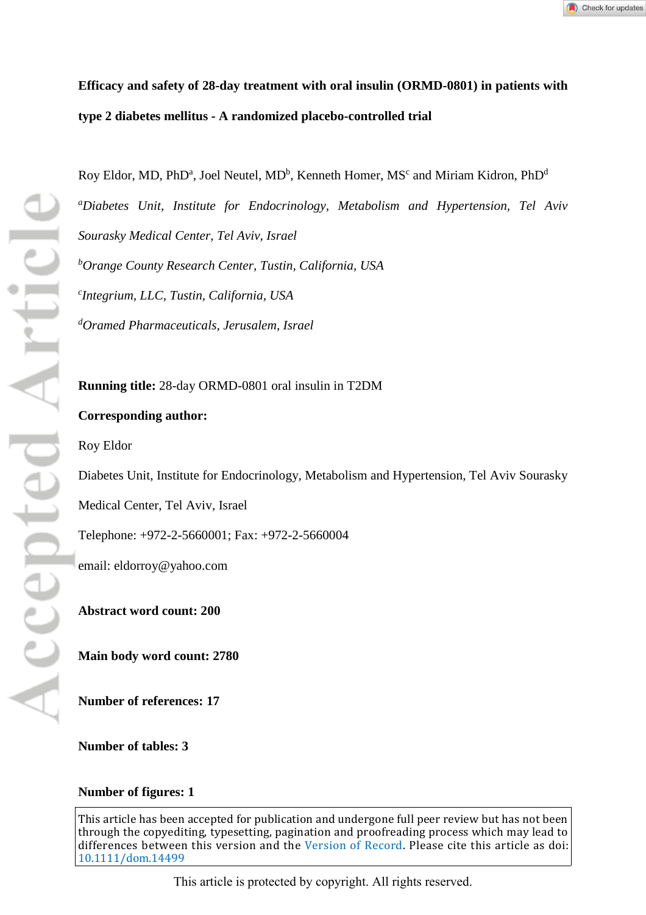# Efficacy and safety of 28-day treatment with oral insulin (ORMD-0801) in patients with type 2 diabetes mellitus - A randomized placebo-controlled trial

Roy Eldor, MD, PhD[a], Joel Neutel, MD[b], Kenneth Homer, MS[c] and Miriam Kidron, PhD[d]

[a]*Diabetes Unit, Institute for Endocrinology, Metabolism and Hypertension, Tel Aviv Sourasky Medical Center, Tel Aviv, Israel*

[b]*Orange County Research Center, Tustin, California, USA*

[c]*Integrium, LLC, Tustin, California, USA*

[d]*Oramed Pharmaceuticals, Jerusalem, Israel*

**Running title:** 28-day ORMD-0801 oral insulin in T2DM

**Corresponding author:**

Roy Eldor

Diabetes Unit, Institute for Endocrinology, Metabolism and Hypertension, Tel Aviv Sourasky Medical Center, Tel Aviv, Israel

Telephone: +972-2-5660001; Fax: +972-2-5660004

email: eldorroy@yahoo.com

**Abstract word count: 200**

**Main body word count: 2780**

**Number of references: 17**

**Number of tables: 3**

**Number of figures: 1**

This article has been accepted for publication and undergone full peer review but has not been through the copyediting, typesetting, pagination and proofreading process which may lead to differences between this version and the Version of Record. Please cite this article as doi: 10.1111/dom.14499

This article is protected by copyright. All rights reserved.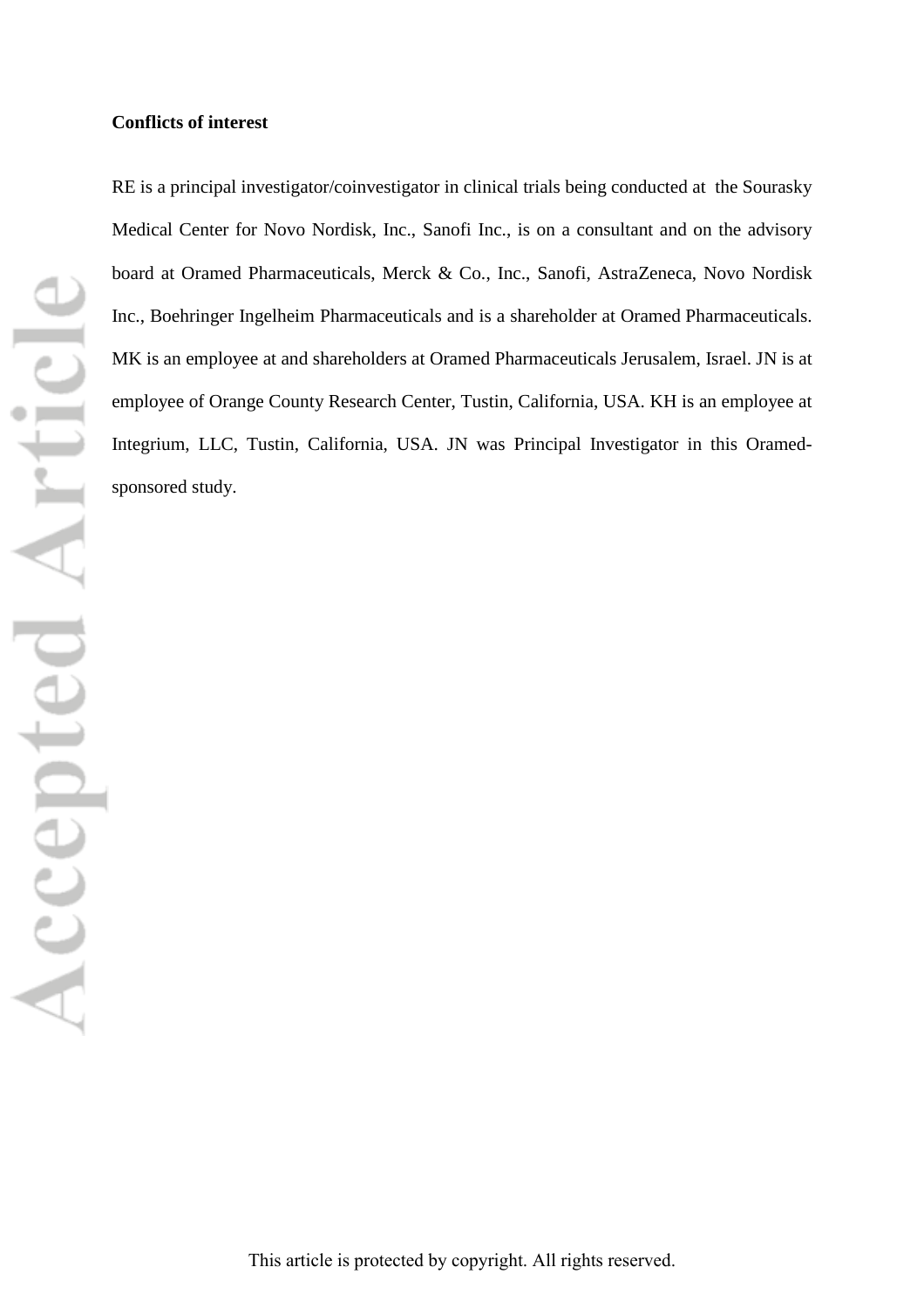**Conflicts of interest**

RE is a principal investigator/coinvestigator in clinical trials being conducted at the Sourasky Medical Center for Novo Nordisk, Inc., Sanofi Inc., is on a consultant and on the advisory board at Oramed Pharmaceuticals, Merck & Co., Inc., Sanofi, AstraZeneca, Novo Nordisk Inc., Boehringer Ingelheim Pharmaceuticals and is a shareholder at Oramed Pharmaceuticals. MK is an employee at and shareholders at Oramed Pharmaceuticals Jerusalem, Israel. JN is at employee of Orange County Research Center, Tustin, California, USA. KH is an employee at Integrium, LLC, Tustin, California, USA. JN was Principal Investigator in this Oramed-sponsored study.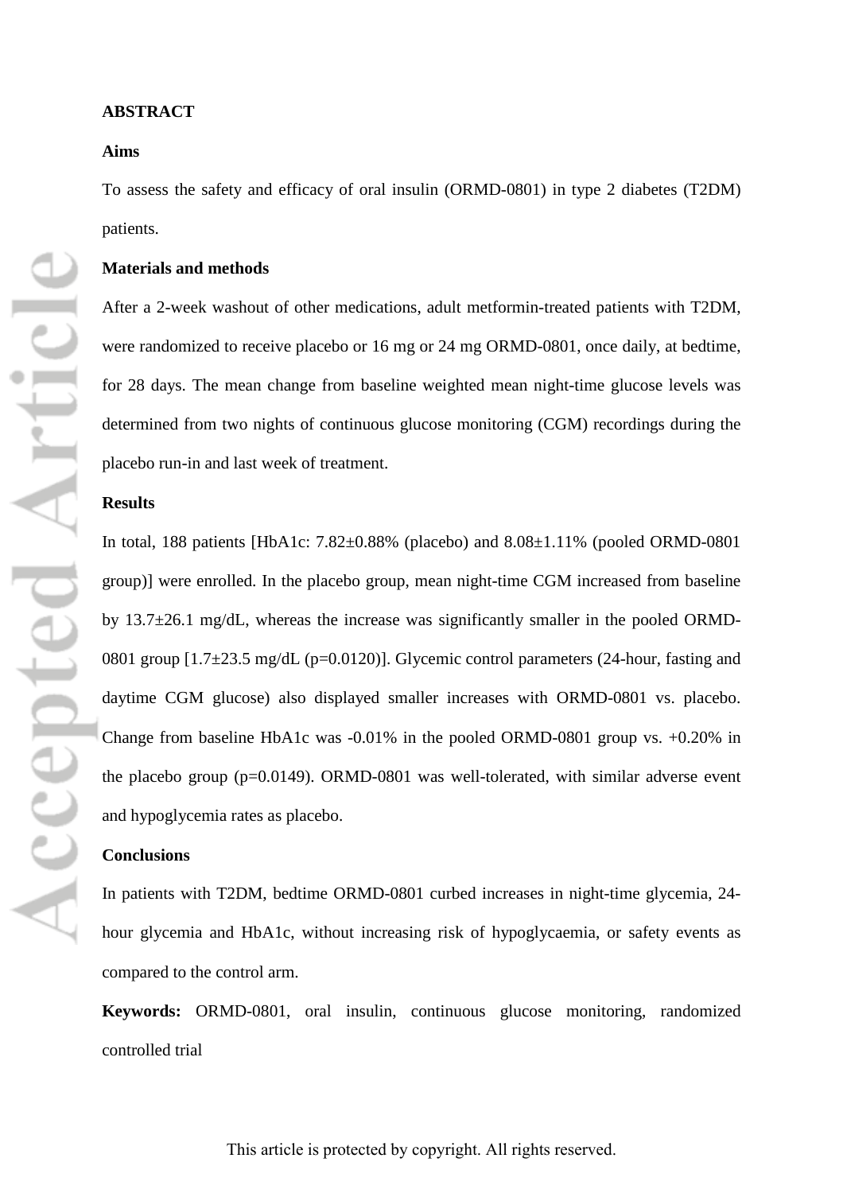## ABSTRACT

### Aims

To assess the safety and efficacy of oral insulin (ORMD-0801) in type 2 diabetes (T2DM) patients.

### Materials and methods

After a 2-week washout of other medications, adult metformin-treated patients with T2DM, were randomized to receive placebo or 16 mg or 24 mg ORMD-0801, once daily, at bedtime, for 28 days. The mean change from baseline weighted mean night-time glucose levels was determined from two nights of continuous glucose monitoring (CGM) recordings during the placebo run-in and last week of treatment.

### Results

In total, 188 patients [HbA1c: 7.82±0.88% (placebo) and 8.08±1.11% (pooled ORMD-0801 group)] were enrolled. In the placebo group, mean night-time CGM increased from baseline by 13.7±26.1 mg/dL, whereas the increase was significantly smaller in the pooled ORMD-0801 group [1.7±23.5 mg/dL (p=0.0120)]. Glycemic control parameters (24-hour, fasting and daytime CGM glucose) also displayed smaller increases with ORMD-0801 vs. placebo. Change from baseline HbA1c was -0.01% in the pooled ORMD-0801 group vs. +0.20% in the placebo group (p=0.0149). ORMD-0801 was well-tolerated, with similar adverse event and hypoglycemia rates as placebo.

### Conclusions

In patients with T2DM, bedtime ORMD-0801 curbed increases in night-time glycemia, 24-hour glycemia and HbA1c, without increasing risk of hypoglycaemia, or safety events as compared to the control arm.

**Keywords:** ORMD-0801, oral insulin, continuous glucose monitoring, randomized controlled trial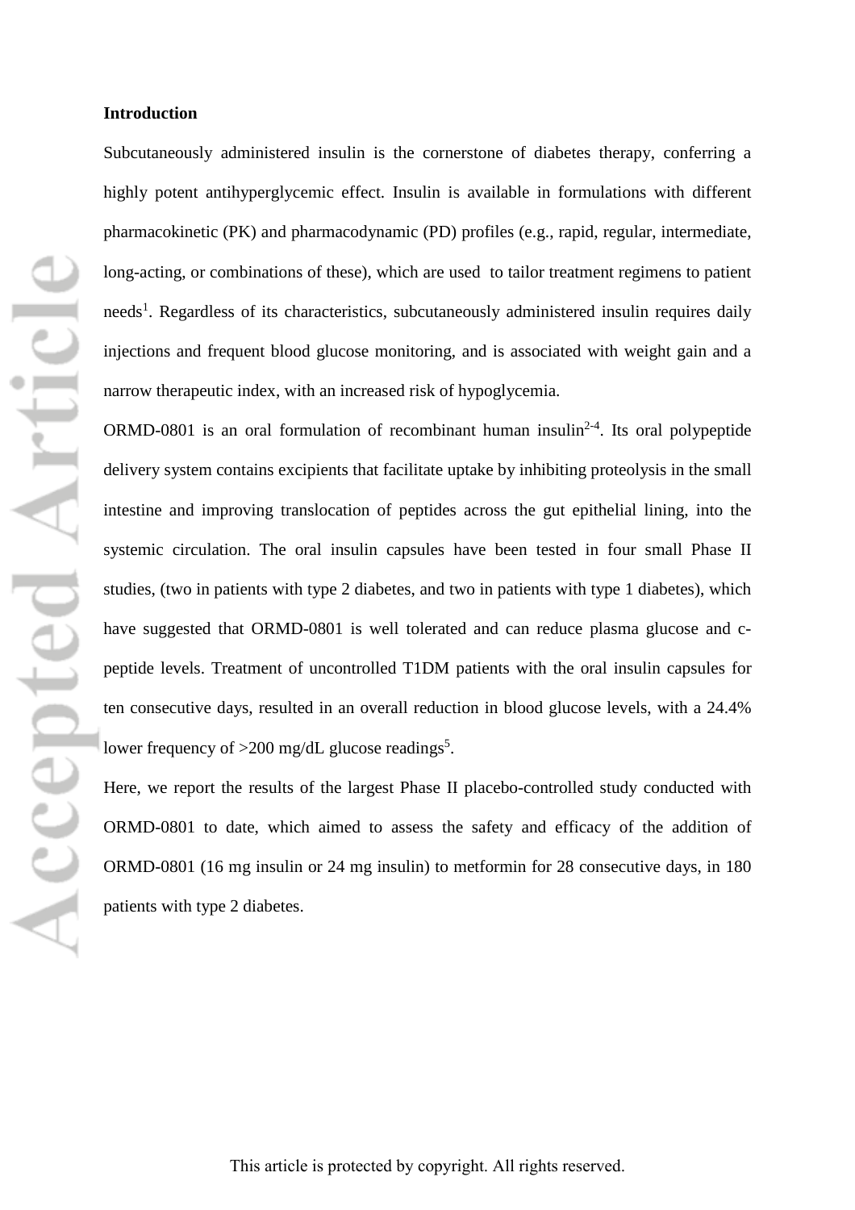**Introduction**

Subcutaneously administered insulin is the cornerstone of diabetes therapy, conferring a highly potent antihyperglycemic effect. Insulin is available in formulations with different pharmacokinetic (PK) and pharmacodynamic (PD) profiles (e.g., rapid, regular, intermediate, long-acting, or combinations of these), which are used to tailor treatment regimens to patient needs[1]. Regardless of its characteristics, subcutaneously administered insulin requires daily injections and frequent blood glucose monitoring, and is associated with weight gain and a narrow therapeutic index, with an increased risk of hypoglycemia.

ORMD-0801 is an oral formulation of recombinant human insulin[2-4]. Its oral polypeptide delivery system contains excipients that facilitate uptake by inhibiting proteolysis in the small intestine and improving translocation of peptides across the gut epithelial lining, into the systemic circulation. The oral insulin capsules have been tested in four small Phase II studies, (two in patients with type 2 diabetes, and two in patients with type 1 diabetes), which have suggested that ORMD-0801 is well tolerated and can reduce plasma glucose and c-peptide levels. Treatment of uncontrolled T1DM patients with the oral insulin capsules for ten consecutive days, resulted in an overall reduction in blood glucose levels, with a 24.4% lower frequency of >200 mg/dL glucose readings[5].

Here, we report the results of the largest Phase II placebo-controlled study conducted with ORMD-0801 to date, which aimed to assess the safety and efficacy of the addition of ORMD-0801 (16 mg insulin or 24 mg insulin) to metformin for 28 consecutive days, in 180 patients with type 2 diabetes.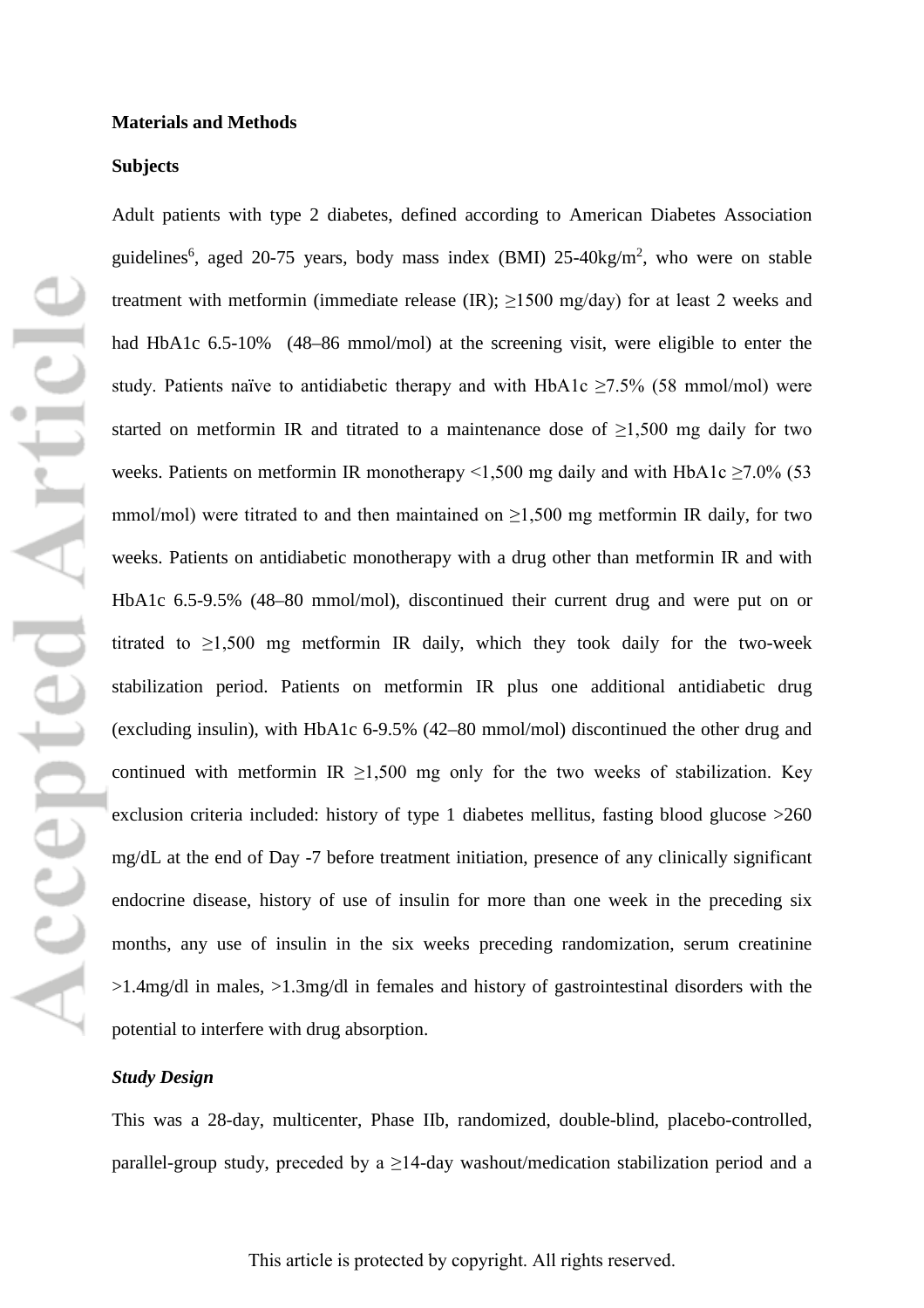**Materials and Methods**

**Subjects**

Adult patients with type 2 diabetes, defined according to American Diabetes Association guidelines[6], aged 20-75 years, body mass index (BMI) 25-40kg/m$^2$, who were on stable treatment with metformin (immediate release (IR); ≥1500 mg/day) for at least 2 weeks and had HbA1c 6.5-10% (48–86 mmol/mol) at the screening visit, were eligible to enter the study. Patients naïve to antidiabetic therapy and with HbA1c ≥7.5% (58 mmol/mol) were started on metformin IR and titrated to a maintenance dose of ≥1,500 mg daily for two weeks. Patients on metformin IR monotherapy <1,500 mg daily and with HbA1c ≥7.0% (53 mmol/mol) were titrated to and then maintained on ≥1,500 mg metformin IR daily, for two weeks. Patients on antidiabetic monotherapy with a drug other than metformin IR and with HbA1c 6.5-9.5% (48–80 mmol/mol), discontinued their current drug and were put on or titrated to ≥1,500 mg metformin IR daily, which they took daily for the two-week stabilization period. Patients on metformin IR plus one additional antidiabetic drug (excluding insulin), with HbA1c 6-9.5% (42–80 mmol/mol) discontinued the other drug and continued with metformin IR ≥1,500 mg only for the two weeks of stabilization. Key exclusion criteria included: history of type 1 diabetes mellitus, fasting blood glucose >260 mg/dL at the end of Day -7 before treatment initiation, presence of any clinically significant endocrine disease, history of use of insulin for more than one week in the preceding six months, any use of insulin in the six weeks preceding randomization, serum creatinine >1.4mg/dl in males, >1.3mg/dl in females and history of gastrointestinal disorders with the potential to interfere with drug absorption.

***Study Design***

This was a 28-day, multicenter, Phase IIb, randomized, double-blind, placebo-controlled, parallel-group study, preceded by a ≥14-day washout/medication stabilization period and a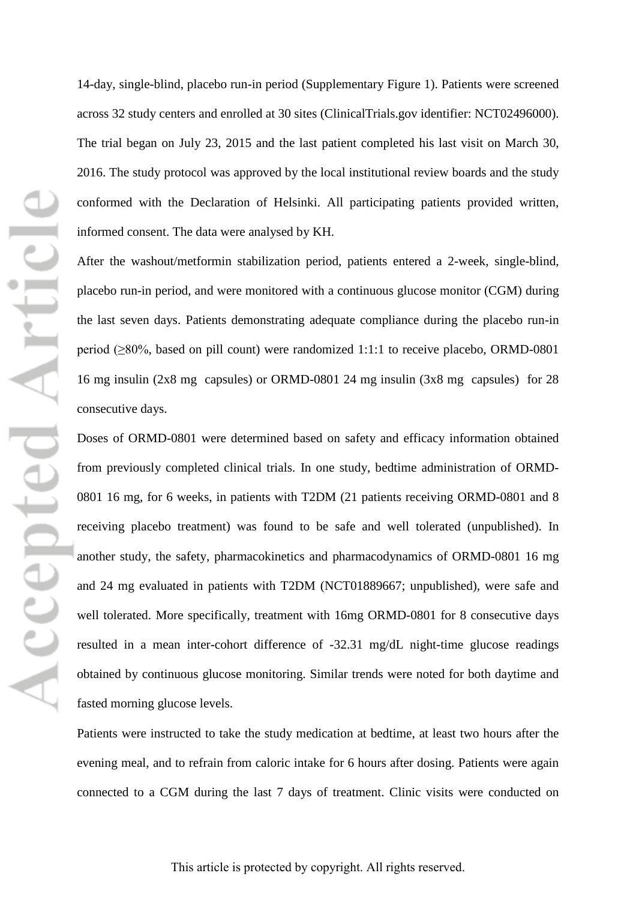14-day, single-blind, placebo run-in period (Supplementary Figure 1). Patients were screened across 32 study centers and enrolled at 30 sites (ClinicalTrials.gov identifier: NCT02496000). The trial began on July 23, 2015 and the last patient completed his last visit on March 30, 2016. The study protocol was approved by the local institutional review boards and the study conformed with the Declaration of Helsinki. All participating patients provided written, informed consent. The data were analysed by KH.

After the washout/metformin stabilization period, patients entered a 2-week, single-blind, placebo run-in period, and were monitored with a continuous glucose monitor (CGM) during the last seven days. Patients demonstrating adequate compliance during the placebo run-in period (≥80%, based on pill count) were randomized 1:1:1 to receive placebo, ORMD-0801 16 mg insulin (2x8 mg capsules) or ORMD-0801 24 mg insulin (3x8 mg capsules) for 28 consecutive days.

Doses of ORMD-0801 were determined based on safety and efficacy information obtained from previously completed clinical trials. In one study, bedtime administration of ORMD-0801 16 mg, for 6 weeks, in patients with T2DM (21 patients receiving ORMD-0801 and 8 receiving placebo treatment) was found to be safe and well tolerated (unpublished). In another study, the safety, pharmacokinetics and pharmacodynamics of ORMD-0801 16 mg and 24 mg evaluated in patients with T2DM (NCT01889667; unpublished), were safe and well tolerated. More specifically, treatment with 16mg ORMD-0801 for 8 consecutive days resulted in a mean inter-cohort difference of -32.31 mg/dL night-time glucose readings obtained by continuous glucose monitoring. Similar trends were noted for both daytime and fasted morning glucose levels.

Patients were instructed to take the study medication at bedtime, at least two hours after the evening meal, and to refrain from caloric intake for 6 hours after dosing. Patients were again connected to a CGM during the last 7 days of treatment. Clinic visits were conducted on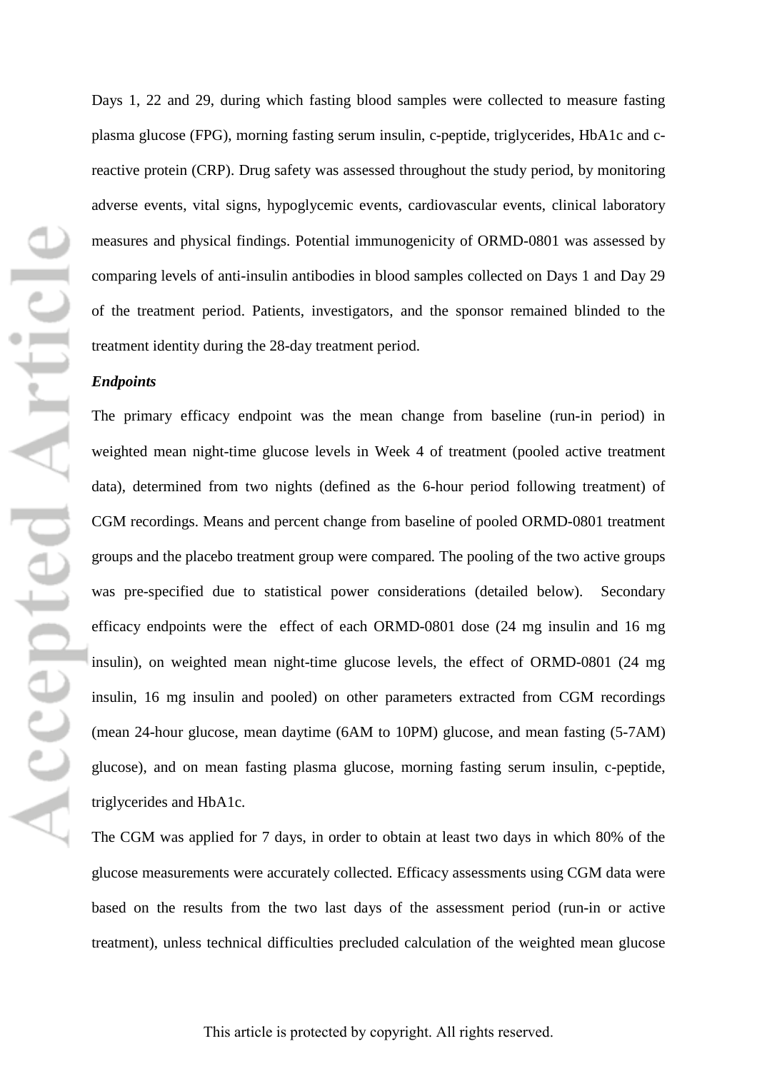Days 1, 22 and 29, during which fasting blood samples were collected to measure fasting plasma glucose (FPG), morning fasting serum insulin, c-peptide, triglycerides, HbA1c and c-reactive protein (CRP). Drug safety was assessed throughout the study period, by monitoring adverse events, vital signs, hypoglycemic events, cardiovascular events, clinical laboratory measures and physical findings. Potential immunogenicity of ORMD-0801 was assessed by comparing levels of anti-insulin antibodies in blood samples collected on Days 1 and Day 29 of the treatment period. Patients, investigators, and the sponsor remained blinded to the treatment identity during the 28-day treatment period.

***Endpoints***

The primary efficacy endpoint was the mean change from baseline (run-in period) in weighted mean night-time glucose levels in Week 4 of treatment (pooled active treatment data), determined from two nights (defined as the 6-hour period following treatment) of CGM recordings. Means and percent change from baseline of pooled ORMD-0801 treatment groups and the placebo treatment group were compared. The pooling of the two active groups was pre-specified due to statistical power considerations (detailed below). Secondary efficacy endpoints were the effect of each ORMD-0801 dose (24 mg insulin and 16 mg insulin), on weighted mean night-time glucose levels, the effect of ORMD-0801 (24 mg insulin, 16 mg insulin and pooled) on other parameters extracted from CGM recordings (mean 24-hour glucose, mean daytime (6AM to 10PM) glucose, and mean fasting (5-7AM) glucose), and on mean fasting plasma glucose, morning fasting serum insulin, c-peptide, triglycerides and HbA1c.

The CGM was applied for 7 days, in order to obtain at least two days in which 80% of the glucose measurements were accurately collected. Efficacy assessments using CGM data were based on the results from the two last days of the assessment period (run-in or active treatment), unless technical difficulties precluded calculation of the weighted mean glucose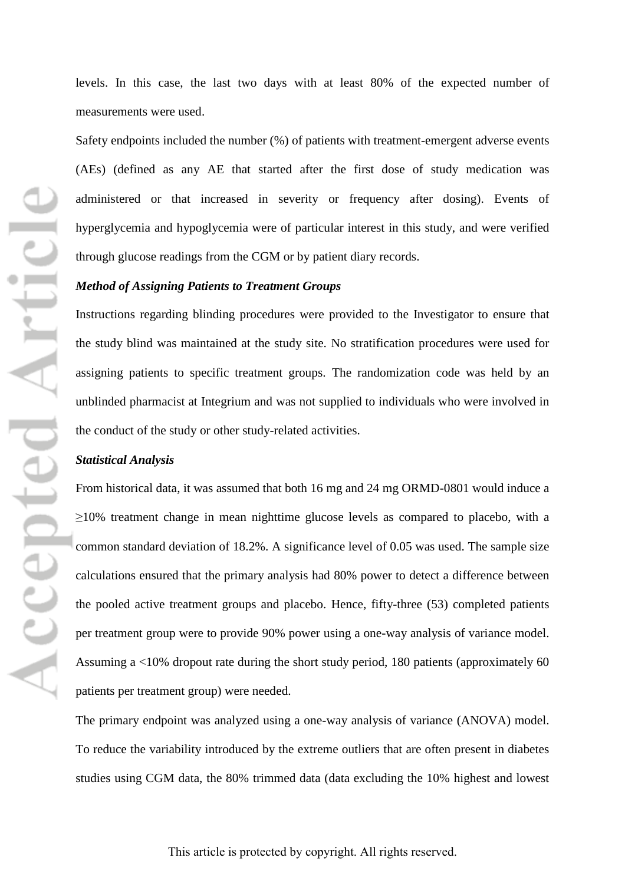levels. In this case, the last two days with at least 80% of the expected number of measurements were used.

Safety endpoints included the number (%) of patients with treatment-emergent adverse events (AEs) (defined as any AE that started after the first dose of study medication was administered or that increased in severity or frequency after dosing). Events of hyperglycemia and hypoglycemia were of particular interest in this study, and were verified through glucose readings from the CGM or by patient diary records.

***Method of Assigning Patients to Treatment Groups***

Instructions regarding blinding procedures were provided to the Investigator to ensure that the study blind was maintained at the study site. No stratification procedures were used for assigning patients to specific treatment groups. The randomization code was held by an unblinded pharmacist at Integrium and was not supplied to individuals who were involved in the conduct of the study or other study-related activities.

***Statistical Analysis***

From historical data, it was assumed that both 16 mg and 24 mg ORMD-0801 would induce a ≥10% treatment change in mean nighttime glucose levels as compared to placebo, with a common standard deviation of 18.2%. A significance level of 0.05 was used. The sample size calculations ensured that the primary analysis had 80% power to detect a difference between the pooled active treatment groups and placebo. Hence, fifty-three (53) completed patients per treatment group were to provide 90% power using a one-way analysis of variance model. Assuming a <10% dropout rate during the short study period, 180 patients (approximately 60 patients per treatment group) were needed.

The primary endpoint was analyzed using a one-way analysis of variance (ANOVA) model. To reduce the variability introduced by the extreme outliers that are often present in diabetes studies using CGM data, the 80% trimmed data (data excluding the 10% highest and lowest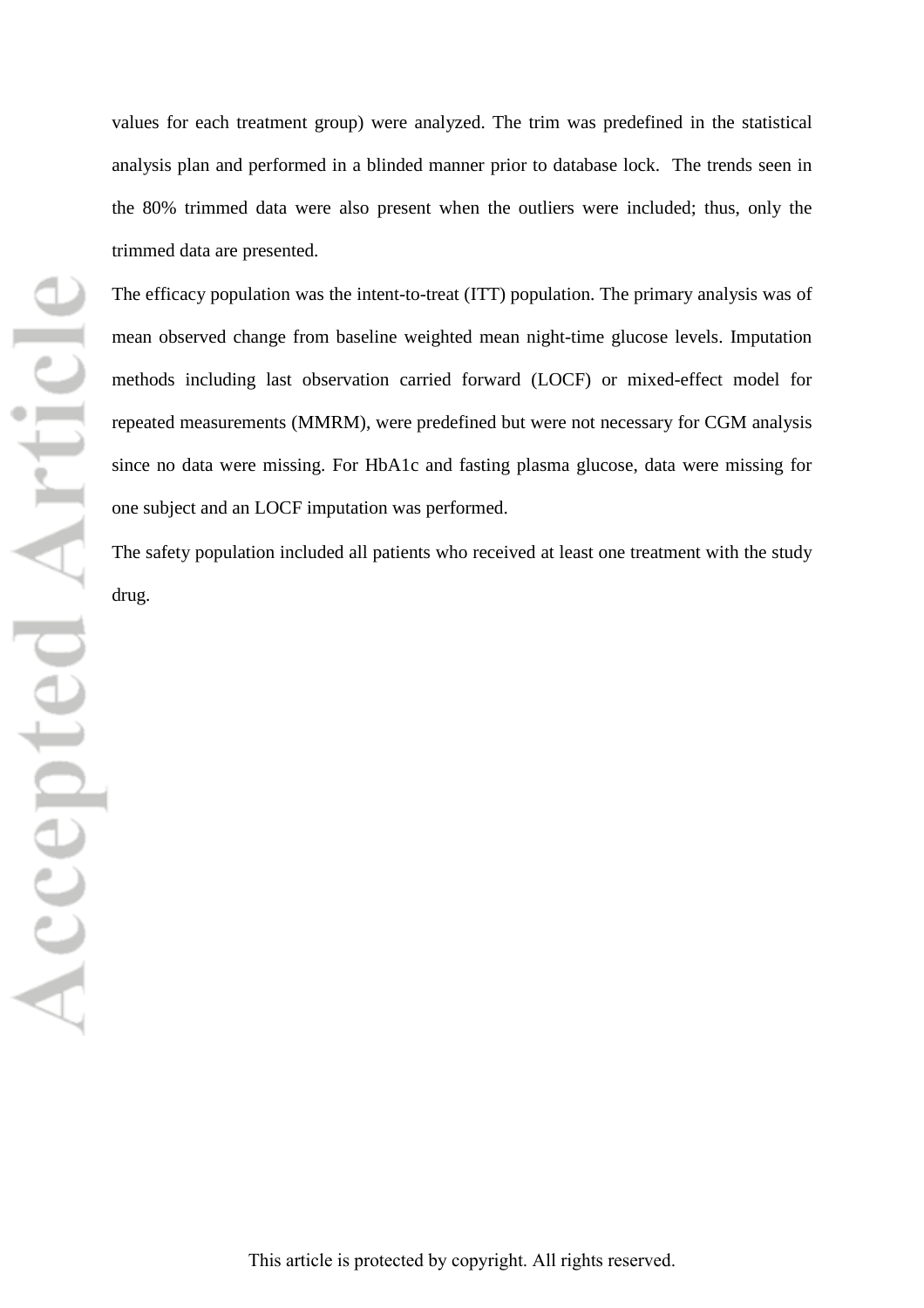values for each treatment group) were analyzed. The trim was predefined in the statistical analysis plan and performed in a blinded manner prior to database lock. The trends seen in the 80% trimmed data were also present when the outliers were included; thus, only the trimmed data are presented.

The efficacy population was the intent-to-treat (ITT) population. The primary analysis was of mean observed change from baseline weighted mean night-time glucose levels. Imputation methods including last observation carried forward (LOCF) or mixed-effect model for repeated measurements (MMRM), were predefined but were not necessary for CGM analysis since no data were missing. For HbA1c and fasting plasma glucose, data were missing for one subject and an LOCF imputation was performed.

The safety population included all patients who received at least one treatment with the study drug.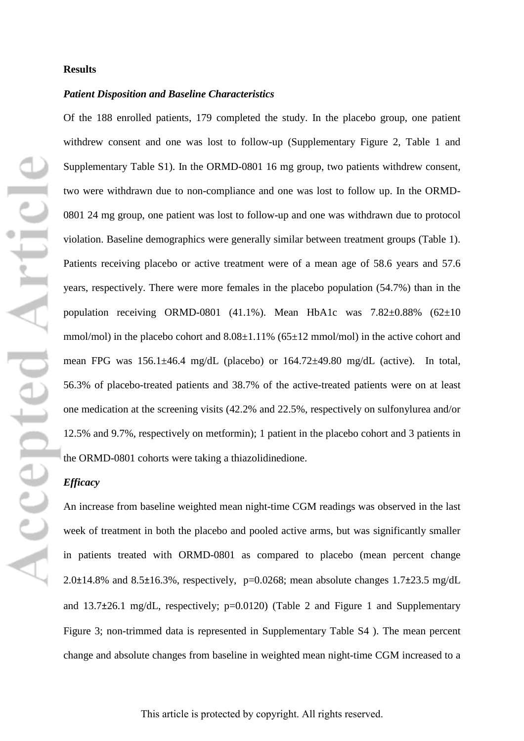## Results

### *Patient Disposition and Baseline Characteristics*

Of the 188 enrolled patients, 179 completed the study. In the placebo group, one patient withdrew consent and one was lost to follow-up (Supplementary Figure 2, Table 1 and Supplementary Table S1). In the ORMD-0801 16 mg group, two patients withdrew consent, two were withdrawn due to non-compliance and one was lost to follow up. In the ORMD-0801 24 mg group, one patient was lost to follow-up and one was withdrawn due to protocol violation. Baseline demographics were generally similar between treatment groups (Table 1). Patients receiving placebo or active treatment were of a mean age of 58.6 years and 57.6 years, respectively. There were more females in the placebo population (54.7%) than in the population receiving ORMD-0801 (41.1%). Mean HbA1c was 7.82±0.88% (62±10 mmol/mol) in the placebo cohort and 8.08±1.11% (65±12 mmol/mol) in the active cohort and mean FPG was 156.1±46.4 mg/dL (placebo) or 164.72±49.80 mg/dL (active). In total, 56.3% of placebo-treated patients and 38.7% of the active-treated patients were on at least one medication at the screening visits (42.2% and 22.5%, respectively on sulfonylurea and/or 12.5% and 9.7%, respectively on metformin); 1 patient in the placebo cohort and 3 patients in the ORMD-0801 cohorts were taking a thiazolidinedione.

### *Efficacy*

An increase from baseline weighted mean night-time CGM readings was observed in the last week of treatment in both the placebo and pooled active arms, but was significantly smaller in patients treated with ORMD-0801 as compared to placebo (mean percent change 2.0±14.8% and 8.5±16.3%, respectively, $p=0.0268$; mean absolute changes 1.7±23.5 mg/dL and 13.7±26.1 mg/dL, respectively; $p=0.0120$) (Table 2 and Figure 1 and Supplementary Figure 3; non-trimmed data is represented in Supplementary Table S4 ). The mean percent change and absolute changes from baseline in weighted mean night-time CGM increased to a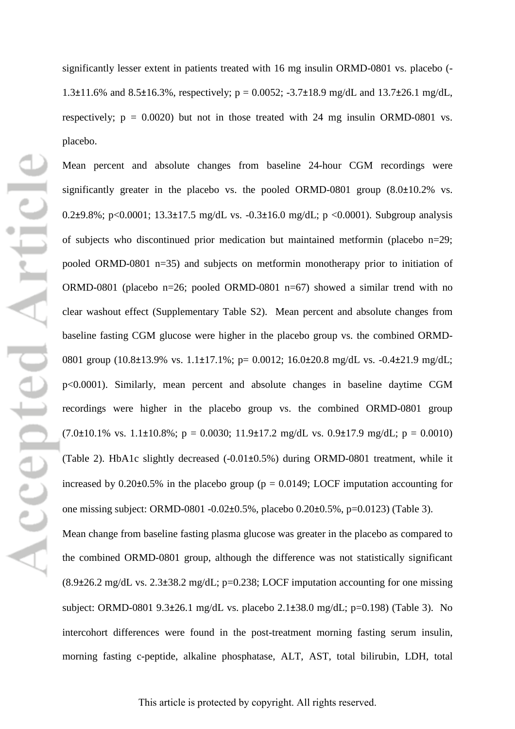significantly lesser extent in patients treated with 16 mg insulin ORMD-0801 vs. placebo (-1.3±11.6% and 8.5±16.3%, respectively; p = 0.0052; -3.7±18.9 mg/dL and 13.7±26.1 mg/dL, respectively; p = 0.0020) but not in those treated with 24 mg insulin ORMD-0801 vs. placebo.

Mean percent and absolute changes from baseline 24-hour CGM recordings were significantly greater in the placebo vs. the pooled ORMD-0801 group (8.0±10.2% vs. 0.2±9.8%; p<0.0001; 13.3±17.5 mg/dL vs. -0.3±16.0 mg/dL; p <0.0001). Subgroup analysis of subjects who discontinued prior medication but maintained metformin (placebo n=29; pooled ORMD-0801 n=35) and subjects on metformin monotherapy prior to initiation of ORMD-0801 (placebo n=26; pooled ORMD-0801 n=67) showed a similar trend with no clear washout effect (Supplementary Table S2). Mean percent and absolute changes from baseline fasting CGM glucose were higher in the placebo group vs. the combined ORMD-0801 group (10.8±13.9% vs. 1.1±17.1%; p= 0.0012; 16.0±20.8 mg/dL vs. -0.4±21.9 mg/dL; p<0.0001). Similarly, mean percent and absolute changes in baseline daytime CGM recordings were higher in the placebo group vs. the combined ORMD-0801 group (7.0±10.1% vs. 1.1±10.8%; p = 0.0030; 11.9±17.2 mg/dL vs. 0.9±17.9 mg/dL; p = 0.0010) (Table 2). HbA1c slightly decreased (-0.01±0.5%) during ORMD-0801 treatment, while it increased by 0.20±0.5% in the placebo group (p = 0.0149; LOCF imputation accounting for one missing subject: ORMD-0801 -0.02±0.5%, placebo 0.20±0.5%, p=0.0123) (Table 3).

Mean change from baseline fasting plasma glucose was greater in the placebo as compared to the combined ORMD-0801 group, although the difference was not statistically significant (8.9±26.2 mg/dL vs. 2.3±38.2 mg/dL; p=0.238; LOCF imputation accounting for one missing subject: ORMD-0801 9.3±26.1 mg/dL vs. placebo 2.1±38.0 mg/dL; p=0.198) (Table 3). No intercohort differences were found in the post-treatment morning fasting serum insulin, morning fasting c-peptide, alkaline phosphatase, ALT, AST, total bilirubin, LDH, total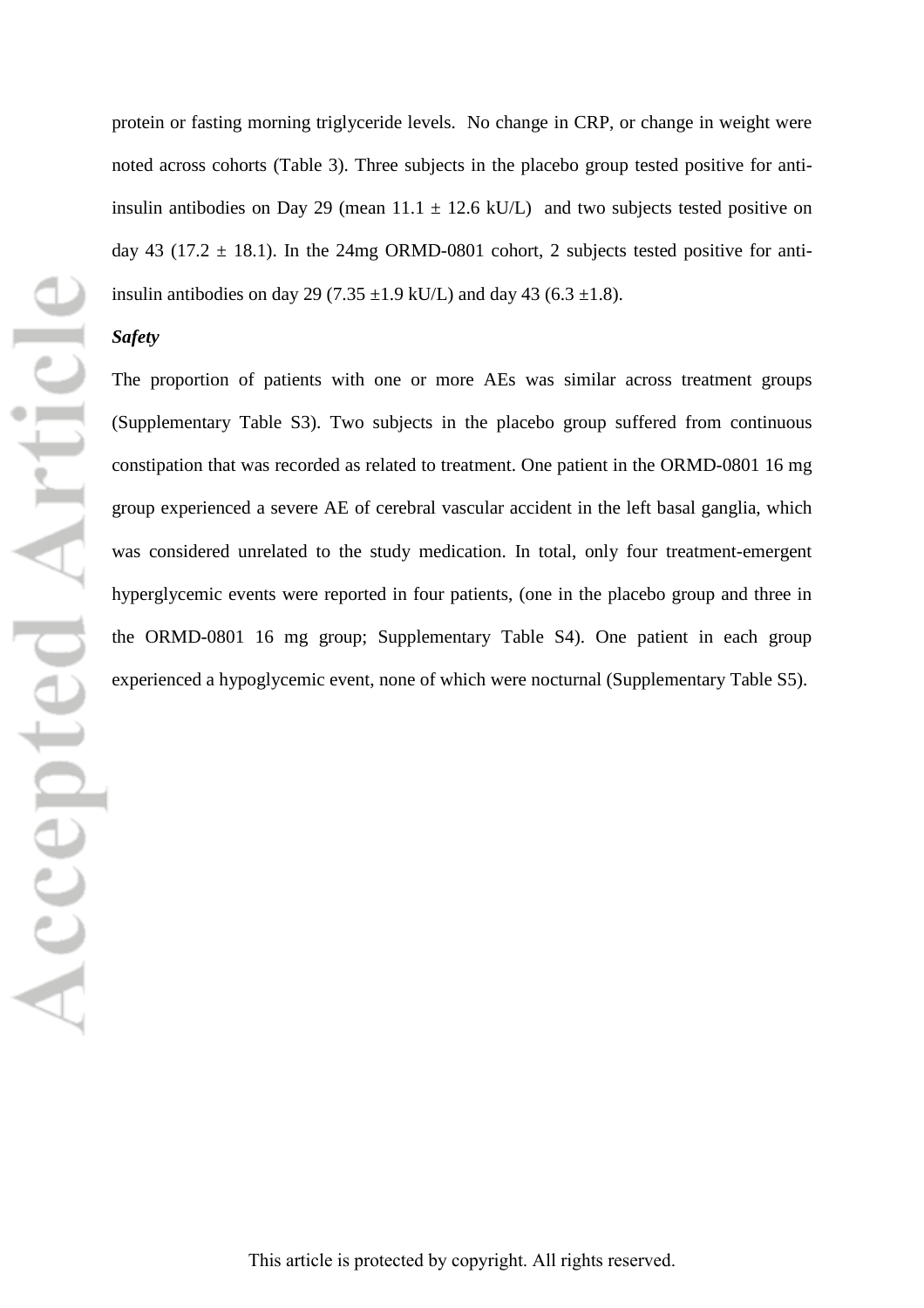protein or fasting morning triglyceride levels. No change in CRP, or change in weight were noted across cohorts (Table 3). Three subjects in the placebo group tested positive for anti-insulin antibodies on Day 29 (mean 11.1 ± 12.6 kU/L) and two subjects tested positive on day 43 (17.2 ± 18.1). In the 24mg ORMD-0801 cohort, 2 subjects tested positive for anti-insulin antibodies on day 29 (7.35 ±1.9 kU/L) and day 43 (6.3 ±1.8).

***Safety***

The proportion of patients with one or more AEs was similar across treatment groups (Supplementary Table S3). Two subjects in the placebo group suffered from continuous constipation that was recorded as related to treatment. One patient in the ORMD-0801 16 mg group experienced a severe AE of cerebral vascular accident in the left basal ganglia, which was considered unrelated to the study medication. In total, only four treatment-emergent hyperglycemic events were reported in four patients, (one in the placebo group and three in the ORMD-0801 16 mg group; Supplementary Table S4). One patient in each group experienced a hypoglycemic event, none of which were nocturnal (Supplementary Table S5).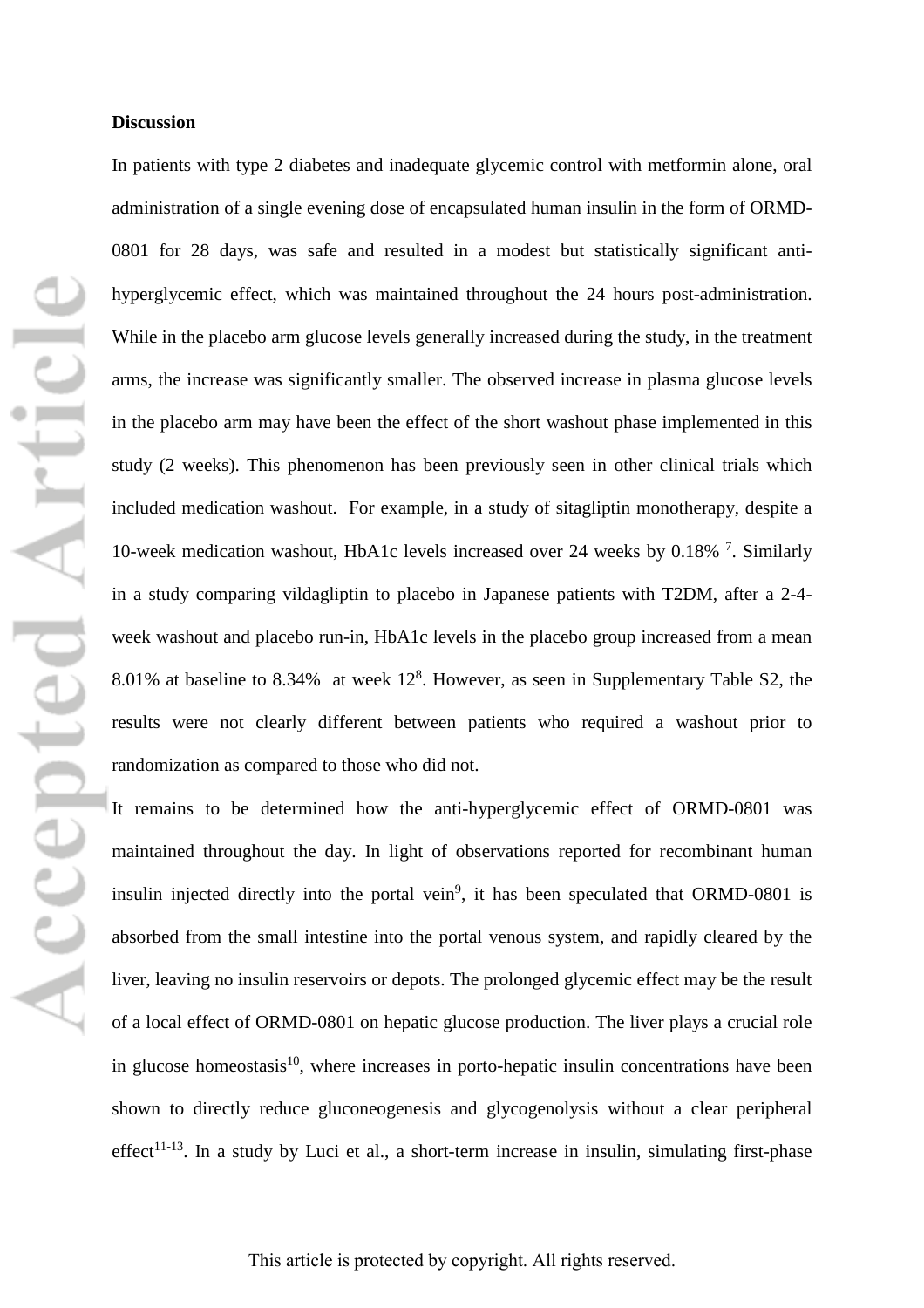**Discussion**

In patients with type 2 diabetes and inadequate glycemic control with metformin alone, oral administration of a single evening dose of encapsulated human insulin in the form of ORMD-0801 for 28 days, was safe and resulted in a modest but statistically significant anti-hyperglycemic effect, which was maintained throughout the 24 hours post-administration. While in the placebo arm glucose levels generally increased during the study, in the treatment arms, the increase was significantly smaller. The observed increase in plasma glucose levels in the placebo arm may have been the effect of the short washout phase implemented in this study (2 weeks). This phenomenon has been previously seen in other clinical trials which included medication washout. For example, in a study of sitagliptin monotherapy, despite a 10-week medication washout, HbA1c levels increased over 24 weeks by 0.18% [7]. Similarly in a study comparing vildagliptin to placebo in Japanese patients with T2DM, after a 2-4-week washout and placebo run-in, HbA1c levels in the placebo group increased from a mean 8.01% at baseline to 8.34% at week 12[8]. However, as seen in Supplementary Table S2, the results were not clearly different between patients who required a washout prior to randomization as compared to those who did not.

It remains to be determined how the anti-hyperglycemic effect of ORMD-0801 was maintained throughout the day. In light of observations reported for recombinant human insulin injected directly into the portal vein[9], it has been speculated that ORMD-0801 is absorbed from the small intestine into the portal venous system, and rapidly cleared by the liver, leaving no insulin reservoirs or depots. The prolonged glycemic effect may be the result of a local effect of ORMD-0801 on hepatic glucose production. The liver plays a crucial role in glucose homeostasis[10], where increases in porto-hepatic insulin concentrations have been shown to directly reduce gluconeogenesis and glycogenolysis without a clear peripheral effect[11-13]. In a study by Luci et al., a short-term increase in insulin, simulating first-phase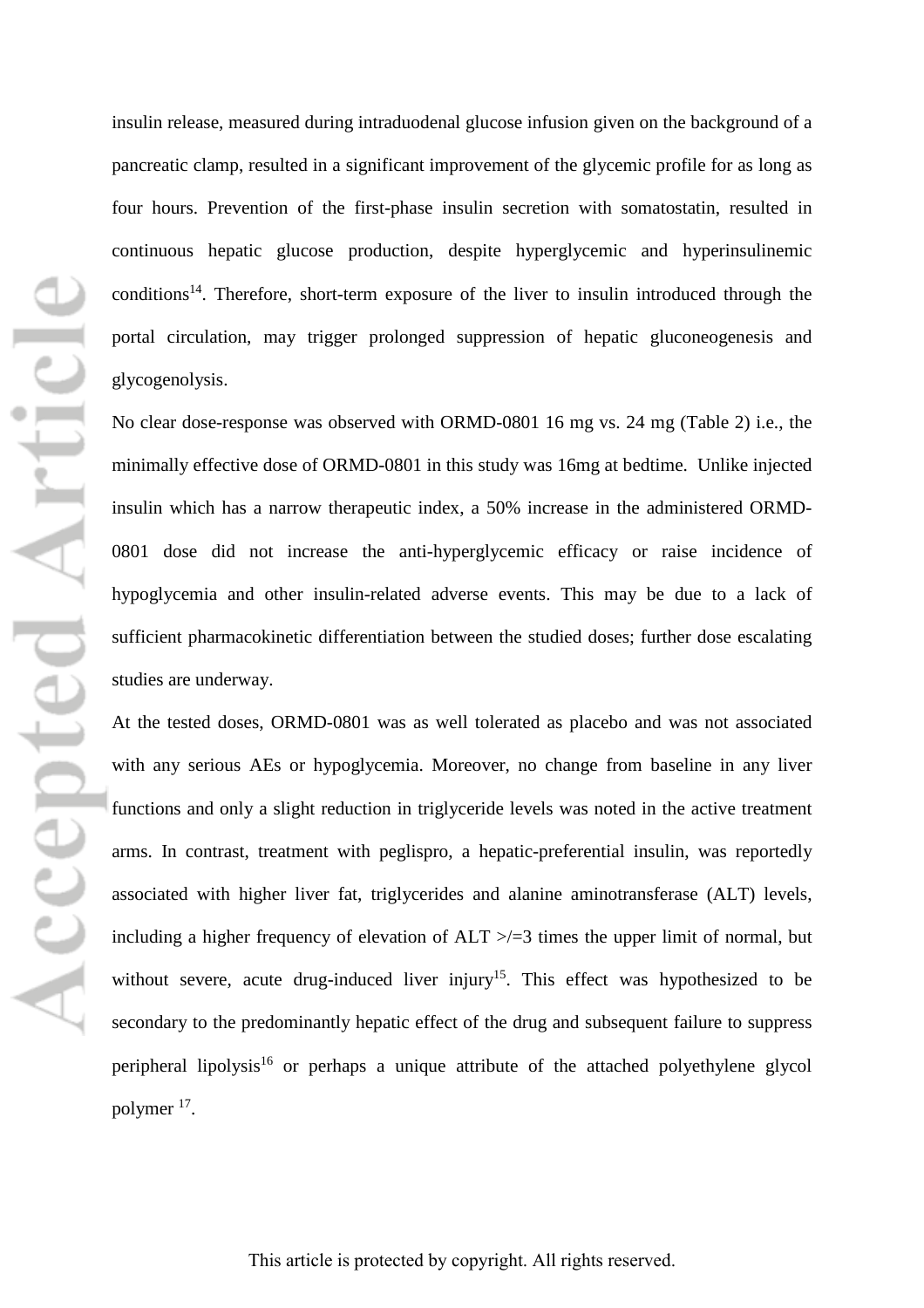insulin release, measured during intraduodenal glucose infusion given on the background of a pancreatic clamp, resulted in a significant improvement of the glycemic profile for as long as four hours. Prevention of the first-phase insulin secretion with somatostatin, resulted in continuous hepatic glucose production, despite hyperglycemic and hyperinsulinemic conditions[14]. Therefore, short-term exposure of the liver to insulin introduced through the portal circulation, may trigger prolonged suppression of hepatic gluconeogenesis and glycogenolysis.

No clear dose-response was observed with ORMD-0801 16 mg vs. 24 mg (Table 2) i.e., the minimally effective dose of ORMD-0801 in this study was 16mg at bedtime. Unlike injected insulin which has a narrow therapeutic index, a 50% increase in the administered ORMD-0801 dose did not increase the anti-hyperglycemic efficacy or raise incidence of hypoglycemia and other insulin-related adverse events. This may be due to a lack of sufficient pharmacokinetic differentiation between the studied doses; further dose escalating studies are underway.

At the tested doses, ORMD-0801 was as well tolerated as placebo and was not associated with any serious AEs or hypoglycemia. Moreover, no change from baseline in any liver functions and only a slight reduction in triglyceride levels was noted in the active treatment arms. In contrast, treatment with peglispro, a hepatic-preferential insulin, was reportedly associated with higher liver fat, triglycerides and alanine aminotransferase (ALT) levels, including a higher frequency of elevation of ALT >/=3 times the upper limit of normal, but without severe, acute drug-induced liver injury[15]. This effect was hypothesized to be secondary to the predominantly hepatic effect of the drug and subsequent failure to suppress peripheral lipolysis[16] or perhaps a unique attribute of the attached polyethylene glycol polymer [17].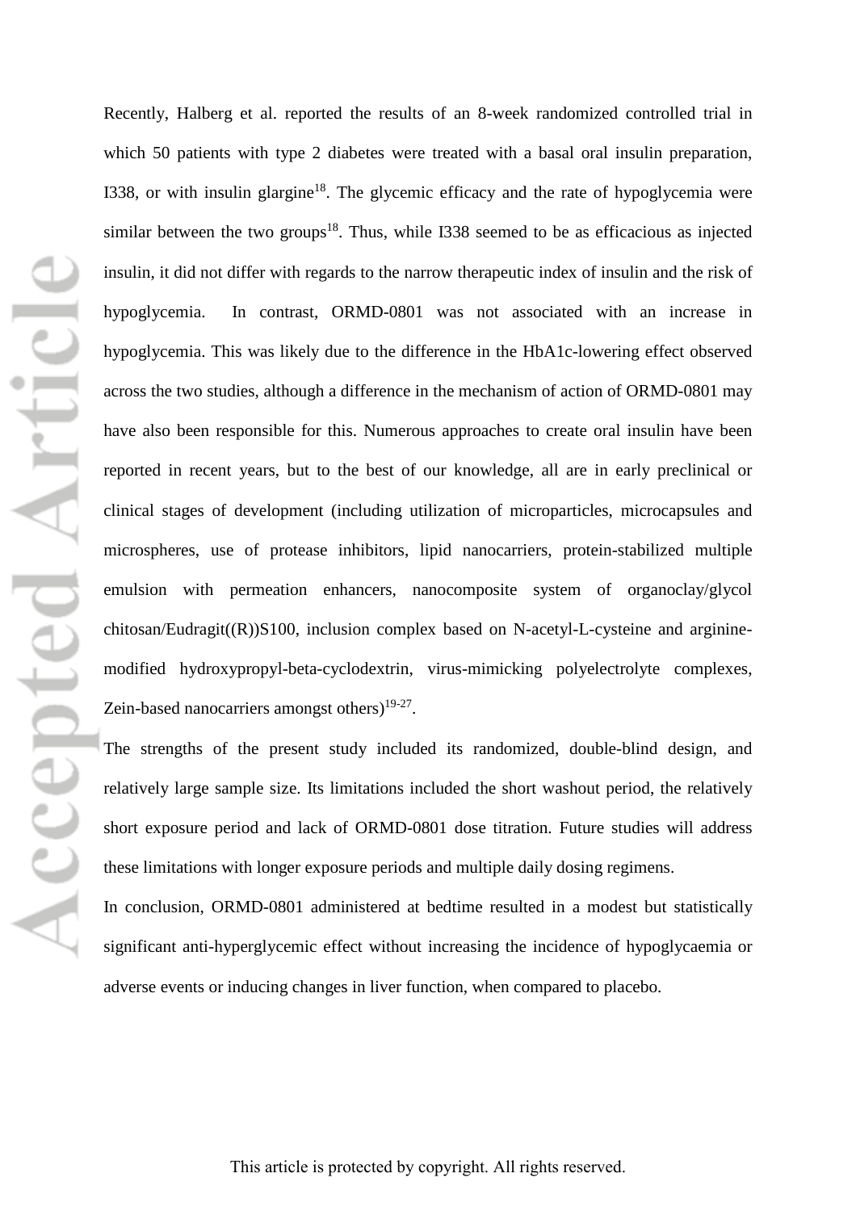Recently, Halberg et al. reported the results of an 8-week randomized controlled trial in which 50 patients with type 2 diabetes were treated with a basal oral insulin preparation, I338, or with insulin glargine[18]. The glycemic efficacy and the rate of hypoglycemia were similar between the two groups[18]. Thus, while I338 seemed to be as efficacious as injected insulin, it did not differ with regards to the narrow therapeutic index of insulin and the risk of hypoglycemia. In contrast, ORMD-0801 was not associated with an increase in hypoglycemia. This was likely due to the difference in the HbA1c-lowering effect observed across the two studies, although a difference in the mechanism of action of ORMD-0801 may have also been responsible for this. Numerous approaches to create oral insulin have been reported in recent years, but to the best of our knowledge, all are in early preclinical or clinical stages of development (including utilization of microparticles, microcapsules and microspheres, use of protease inhibitors, lipid nanocarriers, protein-stabilized multiple emulsion with permeation enhancers, nanocomposite system of organoclay/glycol chitosan/Eudragit((R))S100, inclusion complex based on N-acetyl-L-cysteine and arginine-modified hydroxypropyl-beta-cyclodextrin, virus-mimicking polyelectrolyte complexes, Zein-based nanocarriers amongst others)[19-27].

The strengths of the present study included its randomized, double-blind design, and relatively large sample size. Its limitations included the short washout period, the relatively short exposure period and lack of ORMD-0801 dose titration. Future studies will address these limitations with longer exposure periods and multiple daily dosing regimens.

In conclusion, ORMD-0801 administered at bedtime resulted in a modest but statistically significant anti-hyperglycemic effect without increasing the incidence of hypoglycaemia or adverse events or inducing changes in liver function, when compared to placebo.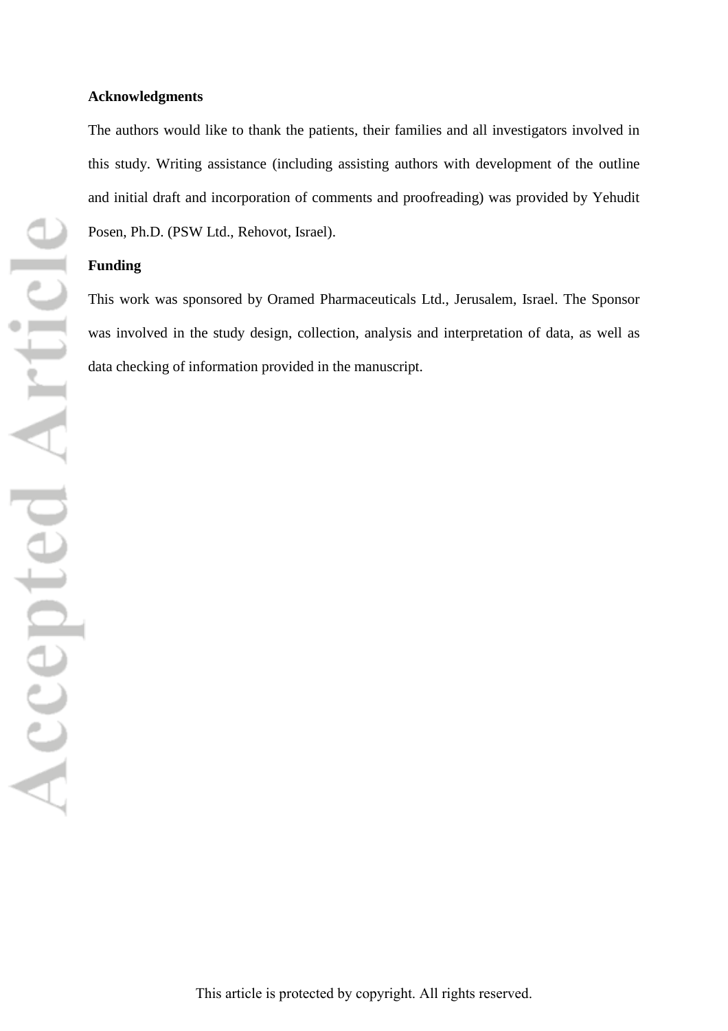**Acknowledgments**

The authors would like to thank the patients, their families and all investigators involved in this study. Writing assistance (including assisting authors with development of the outline and initial draft and incorporation of comments and proofreading) was provided by Yehudit Posen, Ph.D. (PSW Ltd., Rehovot, Israel).

**Funding**

This work was sponsored by Oramed Pharmaceuticals Ltd., Jerusalem, Israel. The Sponsor was involved in the study design, collection, analysis and interpretation of data, as well as data checking of information provided in the manuscript.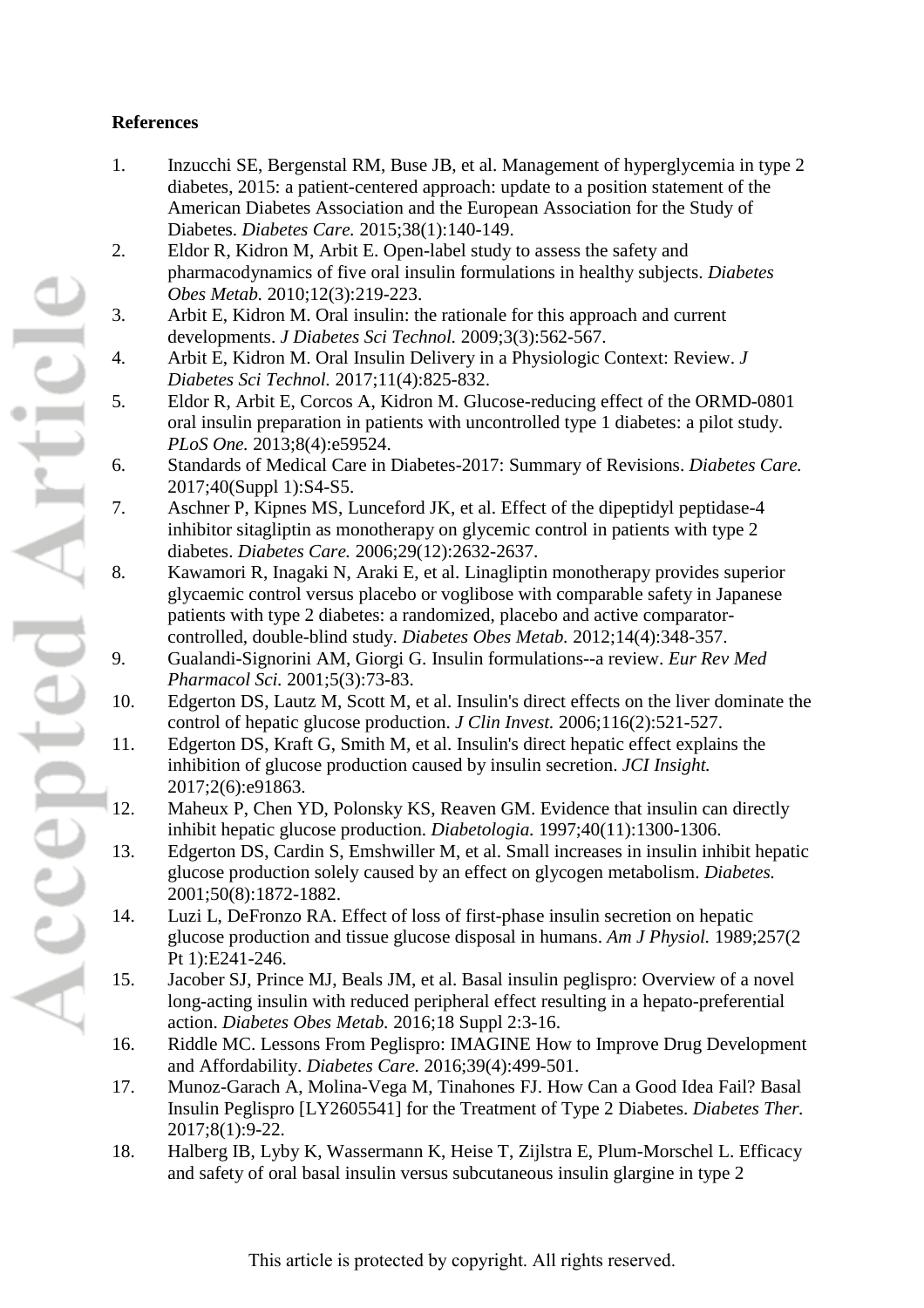**References**

1. Inzucchi SE, Bergenstal RM, Buse JB, et al. Management of hyperglycemia in type 2 diabetes, 2015: a patient-centered approach: update to a position statement of the American Diabetes Association and the European Association for the Study of Diabetes. *Diabetes Care.* 2015;38(1):140-149.
2. Eldor R, Kidron M, Arbit E. Open-label study to assess the safety and pharmacodynamics of five oral insulin formulations in healthy subjects. *Diabetes Obes Metab.* 2010;12(3):219-223.
3. Arbit E, Kidron M. Oral insulin: the rationale for this approach and current developments. *J Diabetes Sci Technol.* 2009;3(3):562-567.
4. Arbit E, Kidron M. Oral Insulin Delivery in a Physiologic Context: Review. *J Diabetes Sci Technol.* 2017;11(4):825-832.
5. Eldor R, Arbit E, Corcos A, Kidron M. Glucose-reducing effect of the ORMD-0801 oral insulin preparation in patients with uncontrolled type 1 diabetes: a pilot study. *PLoS One.* 2013;8(4):e59524.
6. Standards of Medical Care in Diabetes-2017: Summary of Revisions. *Diabetes Care.* 2017;40(Suppl 1):S4-S5.
7. Aschner P, Kipnes MS, Lunceford JK, et al. Effect of the dipeptidyl peptidase-4 inhibitor sitagliptin as monotherapy on glycemic control in patients with type 2 diabetes. *Diabetes Care.* 2006;29(12):2632-2637.
8. Kawamori R, Inagaki N, Araki E, et al. Linagliptin monotherapy provides superior glycaemic control versus placebo or voglibose with comparable safety in Japanese patients with type 2 diabetes: a randomized, placebo and active comparator-controlled, double-blind study. *Diabetes Obes Metab.* 2012;14(4):348-357.
9. Gualandi-Signorini AM, Giorgi G. Insulin formulations--a review. *Eur Rev Med Pharmacol Sci.* 2001;5(3):73-83.
10. Edgerton DS, Lautz M, Scott M, et al. Insulin's direct effects on the liver dominate the control of hepatic glucose production. *J Clin Invest.* 2006;116(2):521-527.
11. Edgerton DS, Kraft G, Smith M, et al. Insulin's direct hepatic effect explains the inhibition of glucose production caused by insulin secretion. *JCI Insight.* 2017;2(6):e91863.
12. Maheux P, Chen YD, Polonsky KS, Reaven GM. Evidence that insulin can directly inhibit hepatic glucose production. *Diabetologia.* 1997;40(11):1300-1306.
13. Edgerton DS, Cardin S, Emshwiller M, et al. Small increases in insulin inhibit hepatic glucose production solely caused by an effect on glycogen metabolism. *Diabetes.* 2001;50(8):1872-1882.
14. Luzi L, DeFronzo RA. Effect of loss of first-phase insulin secretion on hepatic glucose production and tissue glucose disposal in humans. *Am J Physiol.* 1989;257(2 Pt 1):E241-246.
15. Jacober SJ, Prince MJ, Beals JM, et al. Basal insulin peglispro: Overview of a novel long-acting insulin with reduced peripheral effect resulting in a hepato-preferential action. *Diabetes Obes Metab.* 2016;18 Suppl 2:3-16.
16. Riddle MC. Lessons From Peglispro: IMAGINE How to Improve Drug Development and Affordability. *Diabetes Care.* 2016;39(4):499-501.
17. Munoz-Garach A, Molina-Vega M, Tinahones FJ. How Can a Good Idea Fail? Basal Insulin Peglispro [LY2605541] for the Treatment of Type 2 Diabetes. *Diabetes Ther.* 2017;8(1):9-22.
18. Halberg IB, Lyby K, Wassermann K, Heise T, Zijlstra E, Plum-Morschel L. Efficacy and safety of oral basal insulin versus subcutaneous insulin glargine in type 2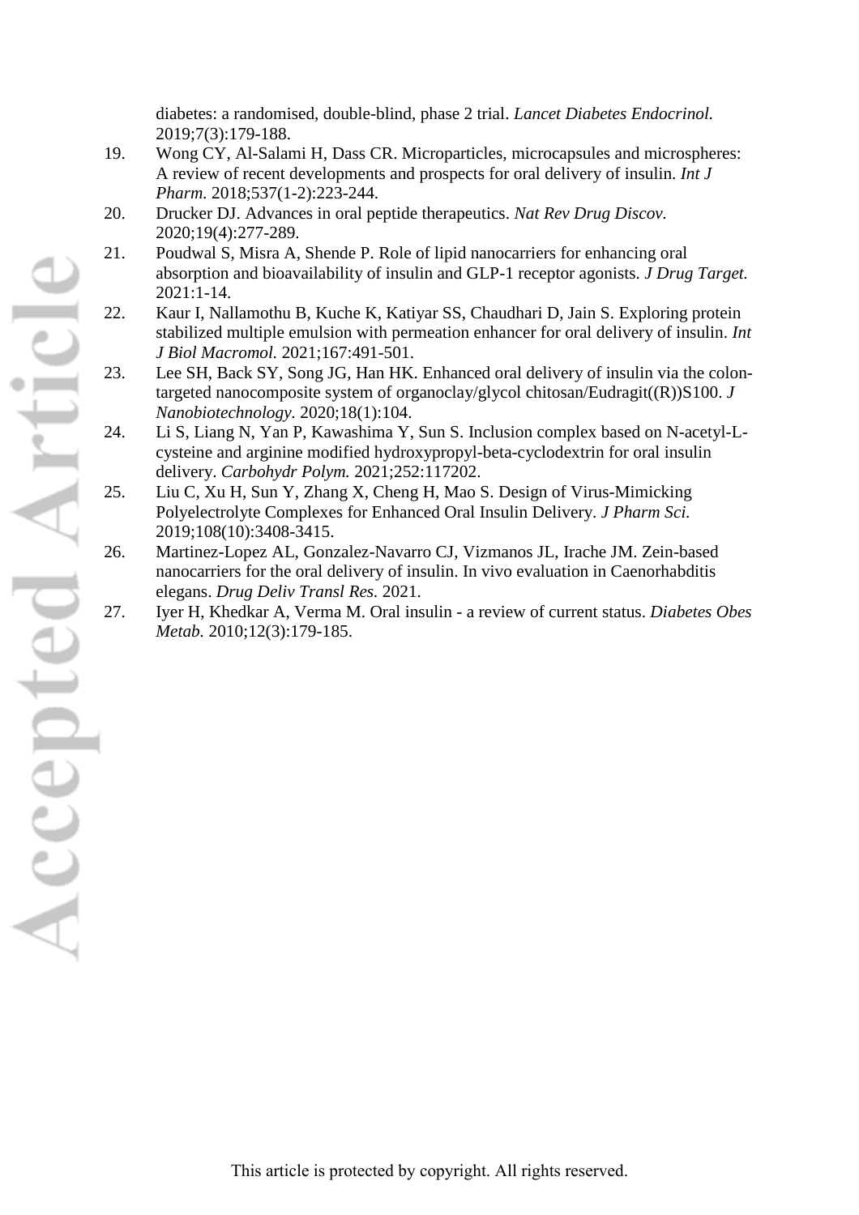diabetes: a randomised, double-blind, phase 2 trial. *Lancet Diabetes Endocrinol.* 2019;7(3):179-188.

19. Wong CY, Al-Salami H, Dass CR. Microparticles, microcapsules and microspheres: A review of recent developments and prospects for oral delivery of insulin. *Int J Pharm.* 2018;537(1-2):223-244.
20. Drucker DJ. Advances in oral peptide therapeutics. *Nat Rev Drug Discov.* 2020;19(4):277-289.
21. Poudwal S, Misra A, Shende P. Role of lipid nanocarriers for enhancing oral absorption and bioavailability of insulin and GLP-1 receptor agonists. *J Drug Target.* 2021:1-14.
22. Kaur I, Nallamothu B, Kuche K, Katiyar SS, Chaudhari D, Jain S. Exploring protein stabilized multiple emulsion with permeation enhancer for oral delivery of insulin. *Int J Biol Macromol.* 2021;167:491-501.
23. Lee SH, Back SY, Song JG, Han HK. Enhanced oral delivery of insulin via the colon-targeted nanocomposite system of organoclay/glycol chitosan/Eudragit((R))S100. *J Nanobiotechnology.* 2020;18(1):104.
24. Li S, Liang N, Yan P, Kawashima Y, Sun S. Inclusion complex based on N-acetyl-L-cysteine and arginine modified hydroxypropyl-beta-cyclodextrin for oral insulin delivery. *Carbohydr Polym.* 2021;252:117202.
25. Liu C, Xu H, Sun Y, Zhang X, Cheng H, Mao S. Design of Virus-Mimicking Polyelectrolyte Complexes for Enhanced Oral Insulin Delivery. *J Pharm Sci.* 2019;108(10):3408-3415.
26. Martinez-Lopez AL, Gonzalez-Navarro CJ, Vizmanos JL, Irache JM. Zein-based nanocarriers for the oral delivery of insulin. In vivo evaluation in Caenorhabditis elegans. *Drug Deliv Transl Res.* 2021.
27. Iyer H, Khedkar A, Verma M. Oral insulin - a review of current status. *Diabetes Obes Metab.* 2010;12(3):179-185.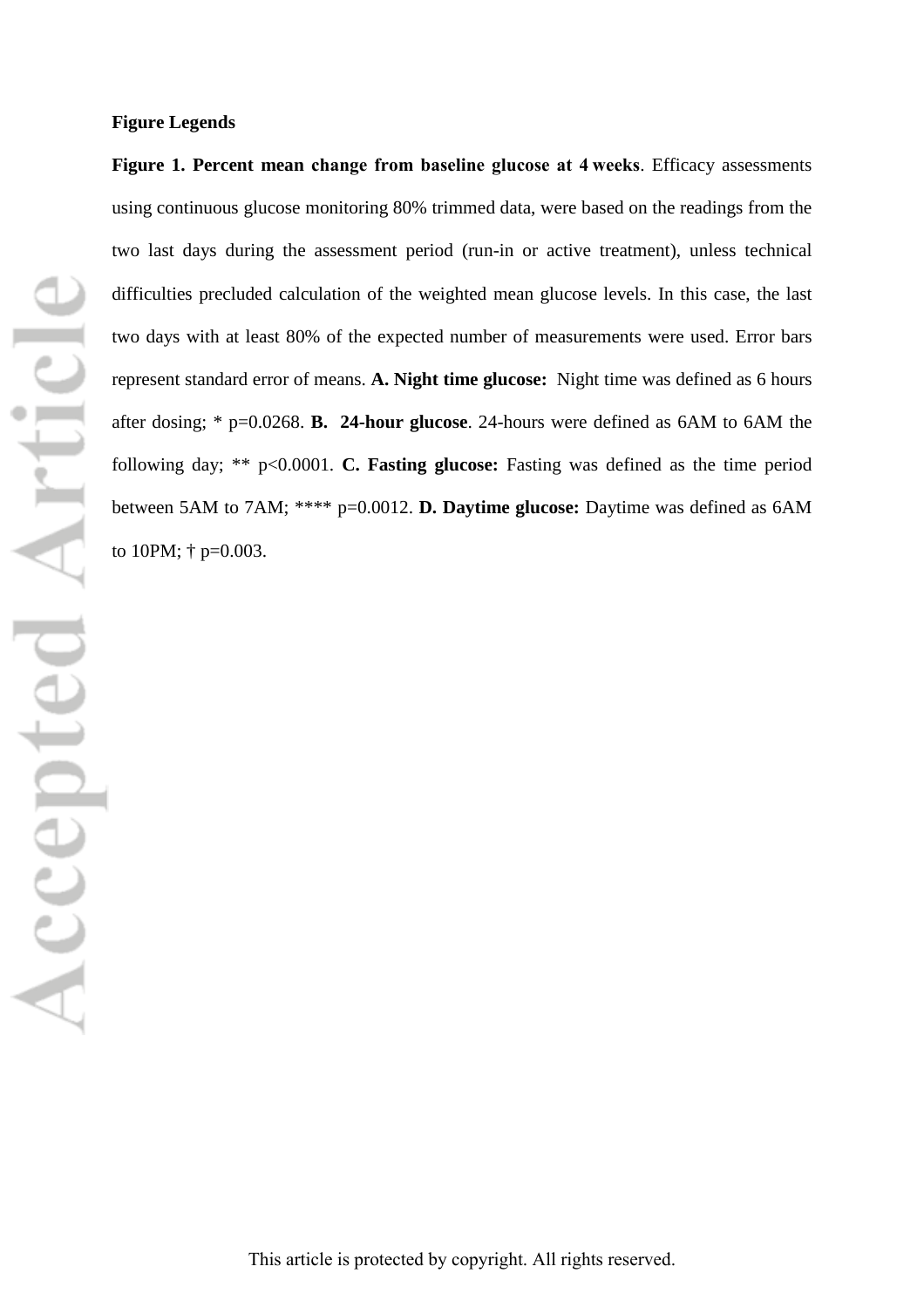**Figure Legends**

**Figure 1. Percent mean change from baseline glucose at 4 weeks**. Efficacy assessments using continuous glucose monitoring 80% trimmed data, were based on the readings from the two last days during the assessment period (run-in or active treatment), unless technical difficulties precluded calculation of the weighted mean glucose levels. In this case, the last two days with at least 80% of the expected number of measurements were used. Error bars represent standard error of means. **A. Night time glucose:** Night time was defined as 6 hours after dosing; * p=0.0268. **B. 24-hour glucose**. 24-hours were defined as 6AM to 6AM the following day; ** p<0.0001. **C. Fasting glucose:** Fasting was defined as the time period between 5AM to 7AM; **** p=0.0012. **D. Daytime glucose:** Daytime was defined as 6AM to 10PM; † p=0.003.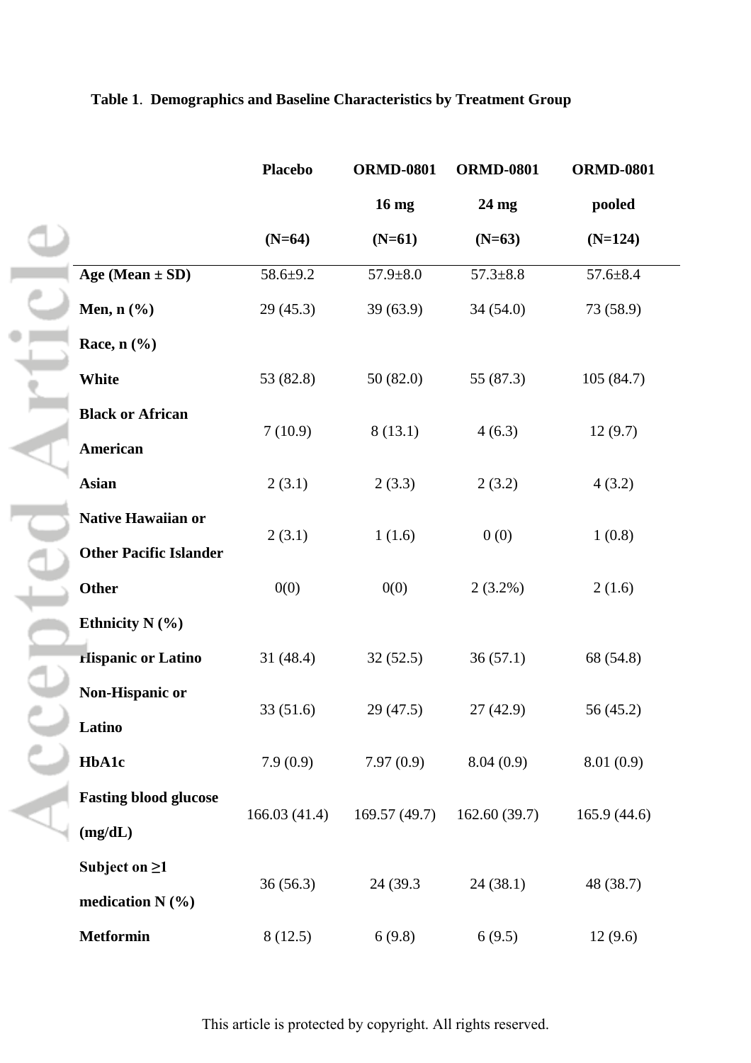**Table 1**. **Demographics and Baseline Characteristics by Treatment Group**

| | Placebo (N=64) | ORMD-0801 16 mg (N=61) | ORMD-0801 24 mg (N=63) | ORMD-0801 pooled (N=124) |
|---|---|---|---|---|
| **Age (Mean ± SD)** | 58.6±9.2 | 57.9±8.0 | 57.3±8.8 | 57.6±8.4 |
| **Men, n (%)** | 29 (45.3) | 39 (63.9) | 34 (54.0) | 73 (58.9) |
| **Race, n (%)** | | | | |
| **White** | 53 (82.8) | 50 (82.0) | 55 (87.3) | 105 (84.7) |
| **Black or African American** | 7 (10.9) | 8 (13.1) | 4 (6.3) | 12 (9.7) |
| **Asian** | 2 (3.1) | 2 (3.3) | 2 (3.2) | 4 (3.2) |
| **Native Hawaiian or Other Pacific Islander** | 2 (3.1) | 1 (1.6) | 0 (0) | 1 (0.8) |
| **Other** | 0(0) | 0(0) | 2 (3.2%) | 2 (1.6) |
| **Ethnicity N (%)** | | | | |
| **Hispanic or Latino** | 31 (48.4) | 32 (52.5) | 36 (57.1) | 68 (54.8) |
| **Non-Hispanic or Latino** | 33 (51.6) | 29 (47.5) | 27 (42.9) | 56 (45.2) |
| **HbA1c** | 7.9 (0.9) | 7.97 (0.9) | 8.04 (0.9) | 8.01 (0.9) |
| **Fasting blood glucose (mg/dL)** | 166.03 (41.4) | 169.57 (49.7) | 162.60 (39.7) | 165.9 (44.6) |
| **Subject on ≥1 medication N (%)** | 36 (56.3) | 24 (39.3 | 24 (38.1) | 48 (38.7) |
| **Metformin** | 8 (12.5) | 6 (9.8) | 6 (9.5) | 12 (9.6) |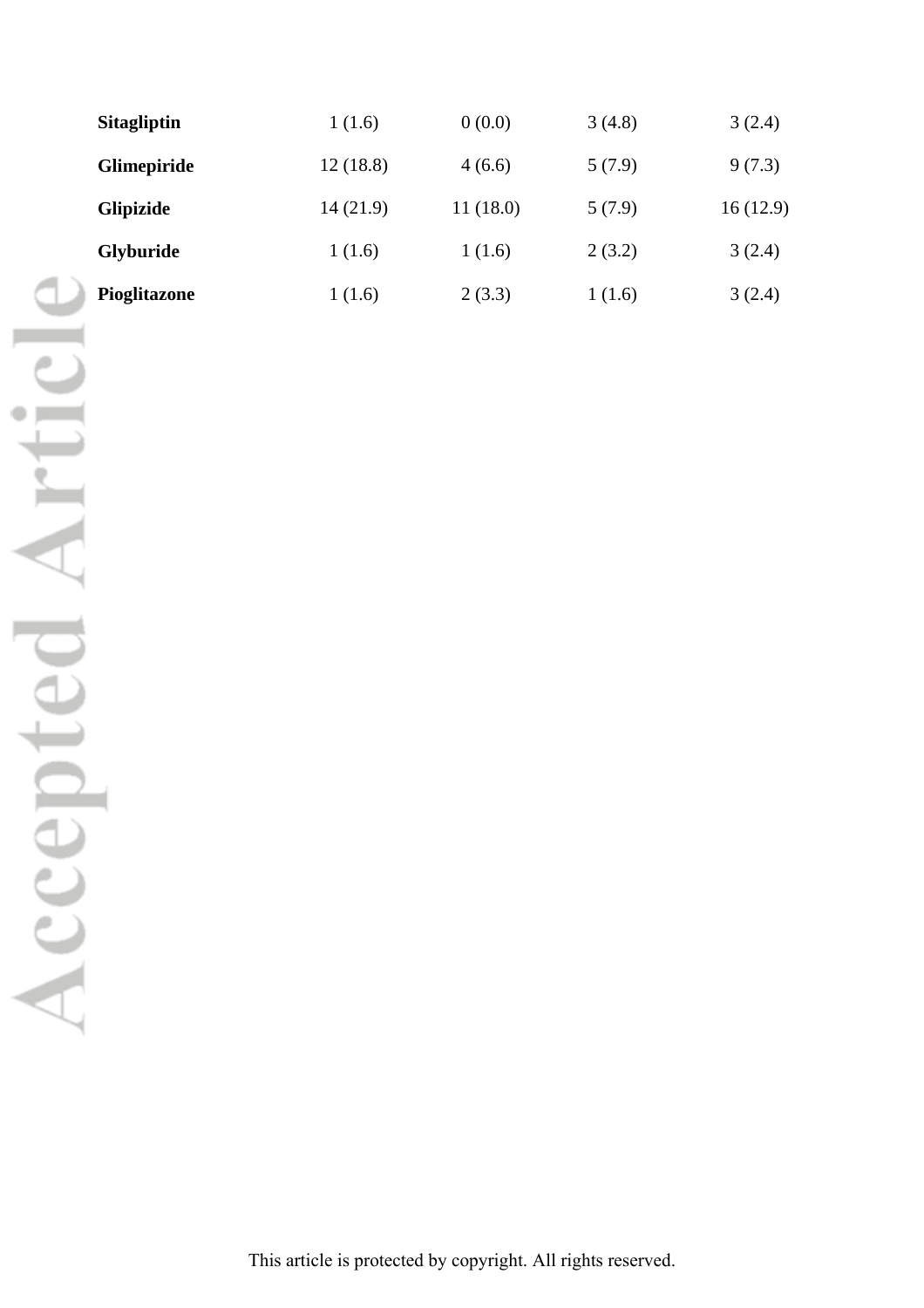| | | | | |
|---|---|---|---|---|
| **Sitagliptin** | 1 (1.6) | 0 (0.0) | 3 (4.8) | 3 (2.4) |
| **Glimepiride** | 12 (18.8) | 4 (6.6) | 5 (7.9) | 9 (7.3) |
| **Glipizide** | 14 (21.9) | 11 (18.0) | 5 (7.9) | 16 (12.9) |
| **Glyburide** | 1 (1.6) | 1 (1.6) | 2 (3.2) | 3 (2.4) |
| **Pioglitazone** | 1 (1.6) | 2 (3.3) | 1 (1.6) | 3 (2.4) |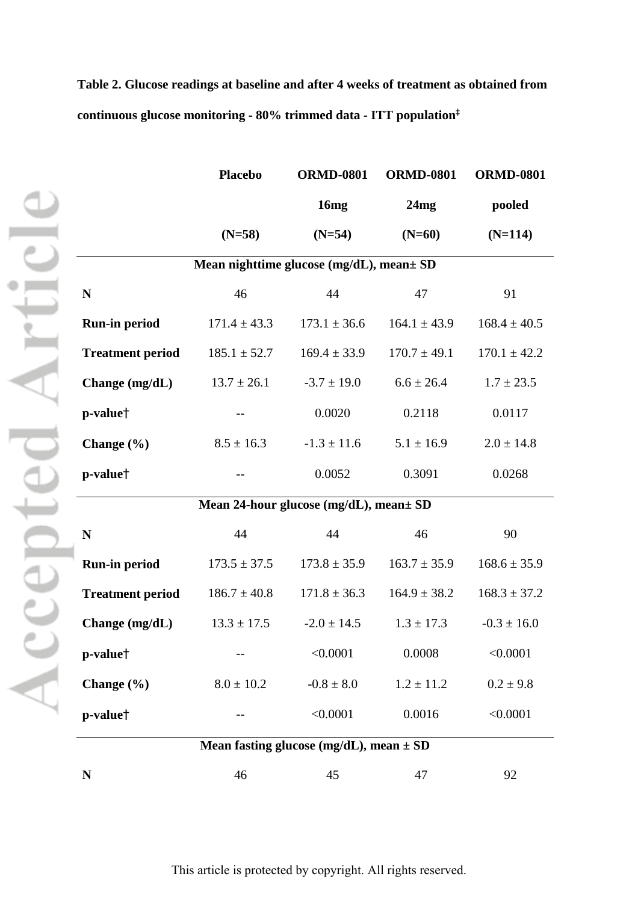**Table 2. Glucose readings at baseline and after 4 weeks of treatment as obtained from continuous glucose monitoring - 80% trimmed data - ITT population‡**

| | Placebo (N=58) | ORMD-0801 16mg (N=54) | ORMD-0801 24mg (N=60) | ORMD-0801 pooled (N=114) |
|---|---|---|---|---|
| **Mean nighttime glucose (mg/dL), mean± SD** | | | | |
| **N** | 46 | 44 | 47 | 91 |
| **Run-in period** | 171.4 ± 43.3 | 173.1 ± 36.6 | 164.1 ± 43.9 | 168.4 ± 40.5 |
| **Treatment period** | 185.1 ± 52.7 | 169.4 ± 33.9 | 170.7 ± 49.1 | 170.1 ± 42.2 |
| **Change (mg/dL)** | 13.7 ± 26.1 | -3.7 ± 19.0 | 6.6 ± 26.4 | 1.7 ± 23.5 |
| **p-value†** | -- | 0.0020 | 0.2118 | 0.0117 |
| **Change (%)** | 8.5 ± 16.3 | -1.3 ± 11.6 | 5.1 ± 16.9 | 2.0 ± 14.8 |
| **p-value†** | -- | 0.0052 | 0.3091 | 0.0268 |
| **Mean 24-hour glucose (mg/dL), mean± SD** | | | | |
| **N** | 44 | 44 | 46 | 90 |
| **Run-in period** | 173.5 ± 37.5 | 173.8 ± 35.9 | 163.7 ± 35.9 | 168.6 ± 35.9 |
| **Treatment period** | 186.7 ± 40.8 | 171.8 ± 36.3 | 164.9 ± 38.2 | 168.3 ± 37.2 |
| **Change (mg/dL)** | 13.3 ± 17.5 | -2.0 ± 14.5 | 1.3 ± 17.3 | -0.3 ± 16.0 |
| **p-value†** | -- | <0.0001 | 0.0008 | <0.0001 |
| **Change (%)** | 8.0 ± 10.2 | -0.8 ± 8.0 | 1.2 ± 11.2 | 0.2 ± 9.8 |
| **p-value†** | -- | <0.0001 | 0.0016 | <0.0001 |
| **Mean fasting glucose (mg/dL), mean ± SD** | | | | |
| **N** | 46 | 45 | 47 | 92 |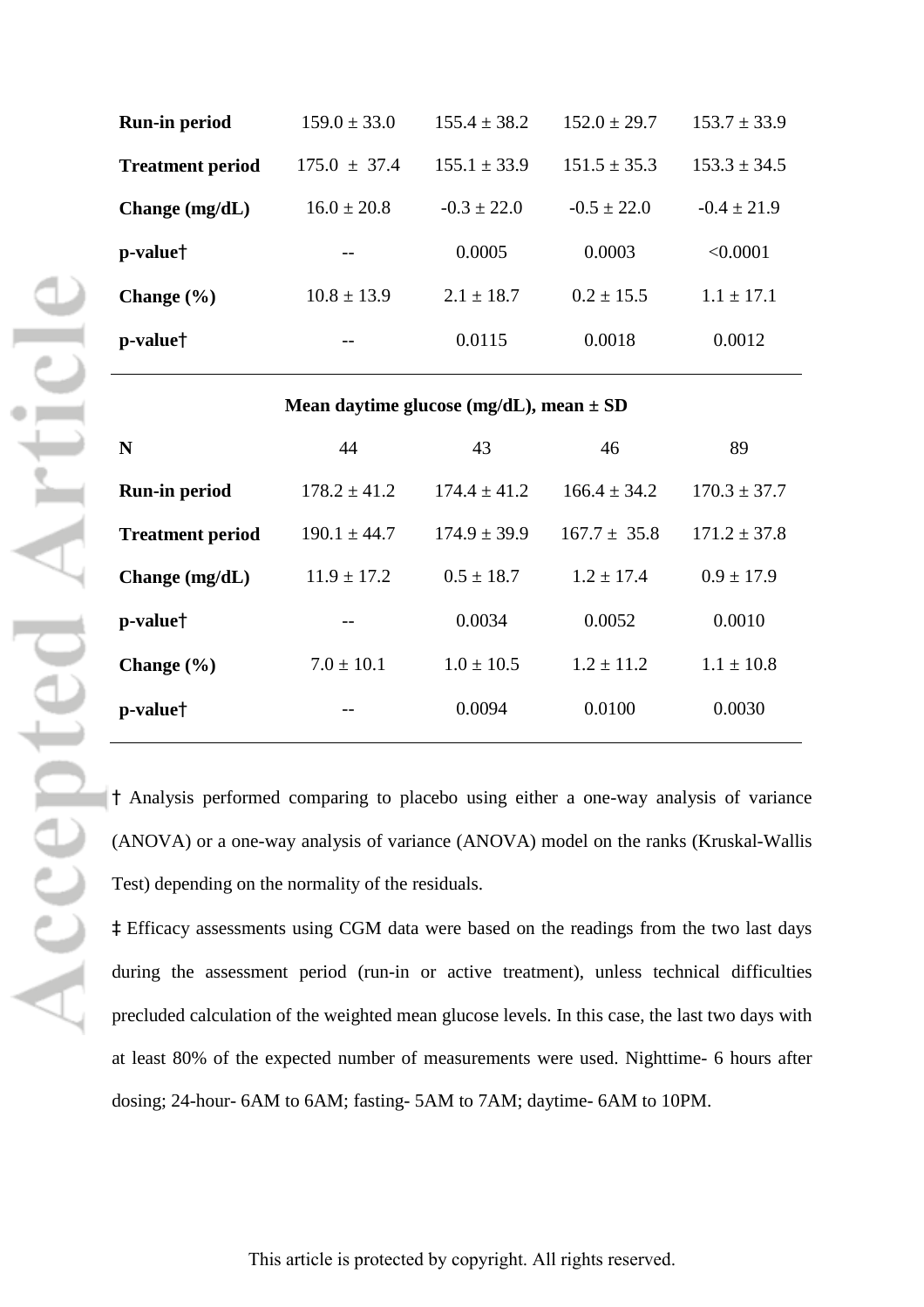| | | | | |
|---|---|---|---|---|
| **Run-in period** | 159.0 ± 33.0 | 155.4 ± 38.2 | 152.0 ± 29.7 | 153.7 ± 33.9 |
| **Treatment period** | 175.0 ± 37.4 | 155.1 ± 33.9 | 151.5 ± 35.3 | 153.3 ± 34.5 |
| **Change (mg/dL)** | 16.0 ± 20.8 | -0.3 ± 22.0 | -0.5 ± 22.0 | -0.4 ± 21.9 |
| **p-value†** | -- | 0.0005 | 0.0003 | <0.0001 |
| **Change (%)** | 10.8 ± 13.9 | 2.1 ± 18.7 | 0.2 ± 15.5 | 1.1 ± 17.1 |
| **p-value†** | -- | 0.0115 | 0.0018 | 0.0012 |
| **Mean daytime glucose (mg/dL), mean ± SD** | | | | |
| **N** | 44 | 43 | 46 | 89 |
| **Run-in period** | 178.2 ± 41.2 | 174.4 ± 41.2 | 166.4 ± 34.2 | 170.3 ± 37.7 |
| **Treatment period** | 190.1 ± 44.7 | 174.9 ± 39.9 | 167.7 ± 35.8 | 171.2 ± 37.8 |
| **Change (mg/dL)** | 11.9 ± 17.2 | 0.5 ± 18.7 | 1.2 ± 17.4 | 0.9 ± 17.9 |
| **p-value†** | -- | 0.0034 | 0.0052 | 0.0010 |
| **Change (%)** | 7.0 ± 10.1 | 1.0 ± 10.5 | 1.2 ± 11.2 | 1.1 ± 10.8 |
| **p-value†** | -- | 0.0094 | 0.0100 | 0.0030 |

**†** Analysis performed comparing to placebo using either a one-way analysis of variance (ANOVA) or a one-way analysis of variance (ANOVA) model on the ranks (Kruskal-Wallis Test) depending on the normality of the residuals.

**‡** Efficacy assessments using CGM data were based on the readings from the two last days during the assessment period (run-in or active treatment), unless technical difficulties precluded calculation of the weighted mean glucose levels. In this case, the last two days with at least 80% of the expected number of measurements were used. Nighttime- 6 hours after dosing; 24-hour- 6AM to 6AM; fasting- 5AM to 7AM; daytime- 6AM to 10PM.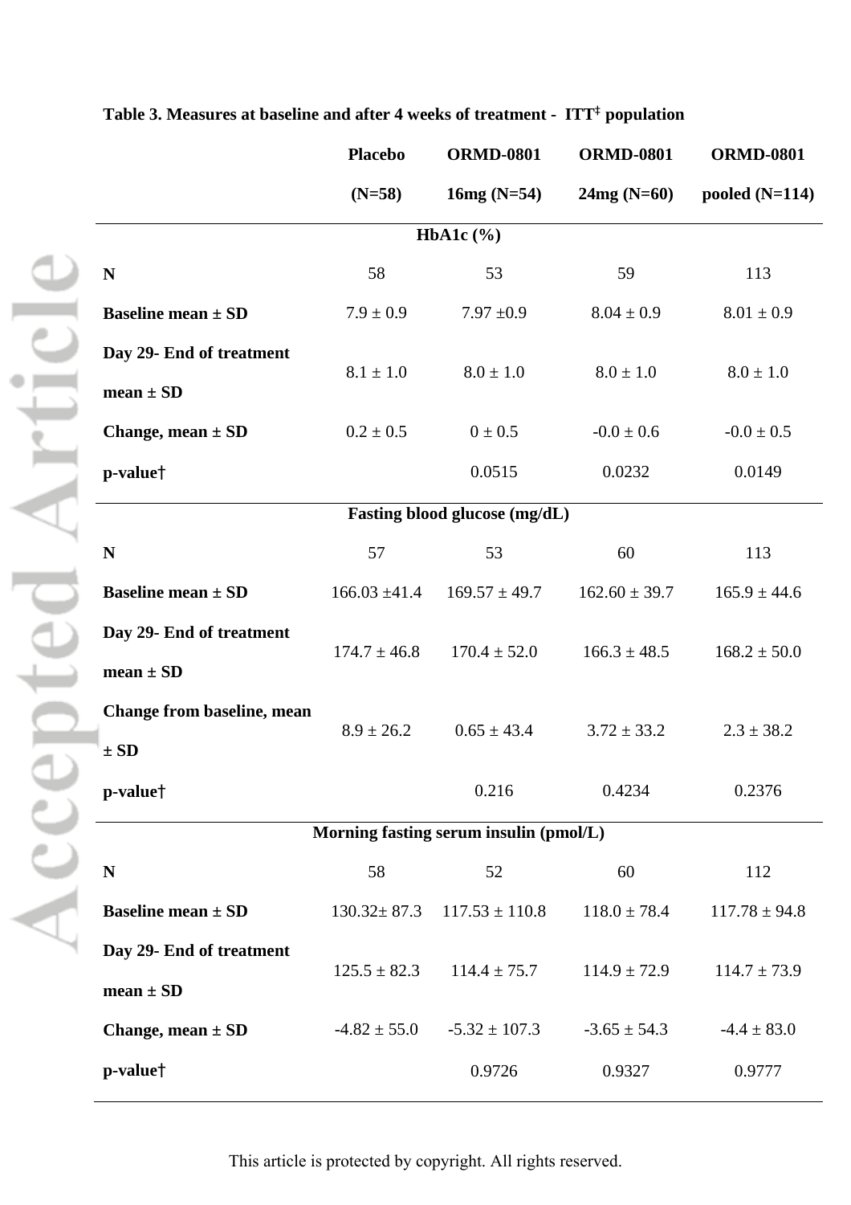**Table 3. Measures at baseline and after 4 weeks of treatment - ITT[‡] population**

| | Placebo (N=58) | ORMD-0801 16mg (N=54) | ORMD-0801 24mg (N=60) | ORMD-0801 pooled (N=114) |
|---|---|---|---|---|
| **HbA1c (%)** | | | | |
| **N** | 58 | 53 | 59 | 113 |
| **Baseline mean ± SD** | 7.9 ± 0.9 | 7.97 ±0.9 | 8.04 ± 0.9 | 8.01 ± 0.9 |
| **Day 29- End of treatment mean ± SD** | 8.1 ± 1.0 | 8.0 ± 1.0 | 8.0 ± 1.0 | 8.0 ± 1.0 |
| **Change, mean ± SD** | 0.2 ± 0.5 | 0 ± 0.5 | -0.0 ± 0.6 | -0.0 ± 0.5 |
| **p-value†** | | 0.0515 | 0.0232 | 0.0149 |
| **Fasting blood glucose (mg/dL)** | | | | |
| **N** | 57 | 53 | 60 | 113 |
| **Baseline mean ± SD** | 166.03 ±41.4 | 169.57 ± 49.7 | 162.60 ± 39.7 | 165.9 ± 44.6 |
| **Day 29- End of treatment mean ± SD** | 174.7 ± 46.8 | 170.4 ± 52.0 | 166.3 ± 48.5 | 168.2 ± 50.0 |
| **Change from baseline, mean ± SD** | 8.9 ± 26.2 | 0.65 ± 43.4 | 3.72 ± 33.2 | 2.3 ± 38.2 |
| **p-value†** | | 0.216 | 0.4234 | 0.2376 |
| **Morning fasting serum insulin (pmol/L)** | | | | |
| **N** | 58 | 52 | 60 | 112 |
| **Baseline mean ± SD** | 130.32± 87.3 | 117.53 ± 110.8 | 118.0 ± 78.4 | 117.78 ± 94.8 |
| **Day 29- End of treatment mean ± SD** | 125.5 ± 82.3 | 114.4 ± 75.7 | 114.9 ± 72.9 | 114.7 ± 73.9 |
| **Change, mean ± SD** | -4.82 ± 55.0 | -5.32 ± 107.3 | -3.65 ± 54.3 | -4.4 ± 83.0 |
| **p-value†** | | 0.9726 | 0.9327 | 0.9777 |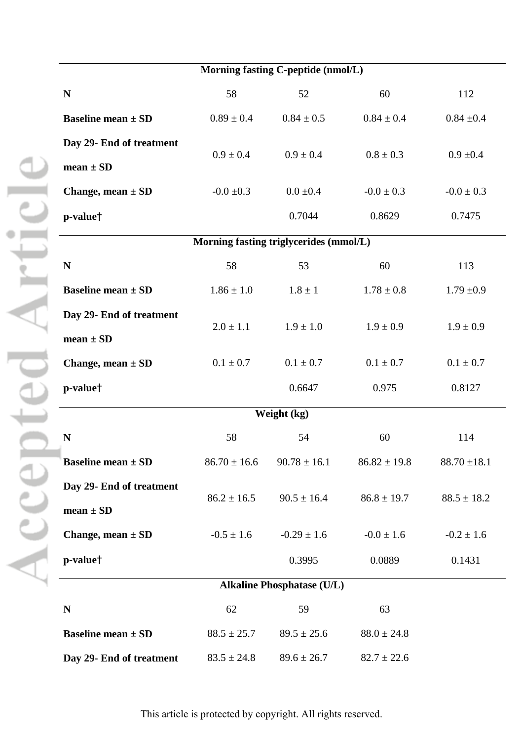| | | | | |
|---|---|---|---|---|
| **Morning fasting C-peptide (nmol/L)** | | | | |
| **N** | 58 | 52 | 60 | 112 |
| **Baseline mean ± SD** | 0.89 ± 0.4 | 0.84 ± 0.5 | 0.84 ± 0.4 | 0.84 ±0.4 |
| **Day 29- End of treatment mean ± SD** | 0.9 ± 0.4 | 0.9 ± 0.4 | 0.8 ± 0.3 | 0.9 ±0.4 |
| **Change, mean ± SD** | -0.0 ±0.3 | 0.0 ±0.4 | -0.0 ± 0.3 | -0.0 ± 0.3 |
| **p-value†** | | 0.7044 | 0.8629 | 0.7475 |
| **Morning fasting triglycerides (mmol/L)** | | | | |
| **N** | 58 | 53 | 60 | 113 |
| **Baseline mean ± SD** | 1.86 ± 1.0 | 1.8 ± 1 | 1.78 ± 0.8 | 1.79 ±0.9 |
| **Day 29- End of treatment mean ± SD** | 2.0 ± 1.1 | 1.9 ± 1.0 | 1.9 ± 0.9 | 1.9 ± 0.9 |
| **Change, mean ± SD** | 0.1 ± 0.7 | 0.1 ± 0.7 | 0.1 ± 0.7 | 0.1 ± 0.7 |
| **p-value†** | | 0.6647 | 0.975 | 0.8127 |
| **Weight (kg)** | | | | |
| **N** | 58 | 54 | 60 | 114 |
| **Baseline mean ± SD** | 86.70 ± 16.6 | 90.78 ± 16.1 | 86.82 ± 19.8 | 88.70 ±18.1 |
| **Day 29- End of treatment mean ± SD** | 86.2 ± 16.5 | 90.5 ± 16.4 | 86.8 ± 19.7 | 88.5 ± 18.2 |
| **Change, mean ± SD** | -0.5 ± 1.6 | -0.29 ± 1.6 | -0.0 ± 1.6 | -0.2 ± 1.6 |
| **p-value†** | | 0.3995 | 0.0889 | 0.1431 |
| **Alkaline Phosphatase (U/L)** | | | | |
| **N** | 62 | 59 | 63 | |
| **Baseline mean ± SD** | 88.5 ± 25.7 | 89.5 ± 25.6 | 88.0 ± 24.8 | |
| **Day 29- End of treatment** | 83.5 ± 24.8 | 89.6 ± 26.7 | 82.7 ± 22.6 | |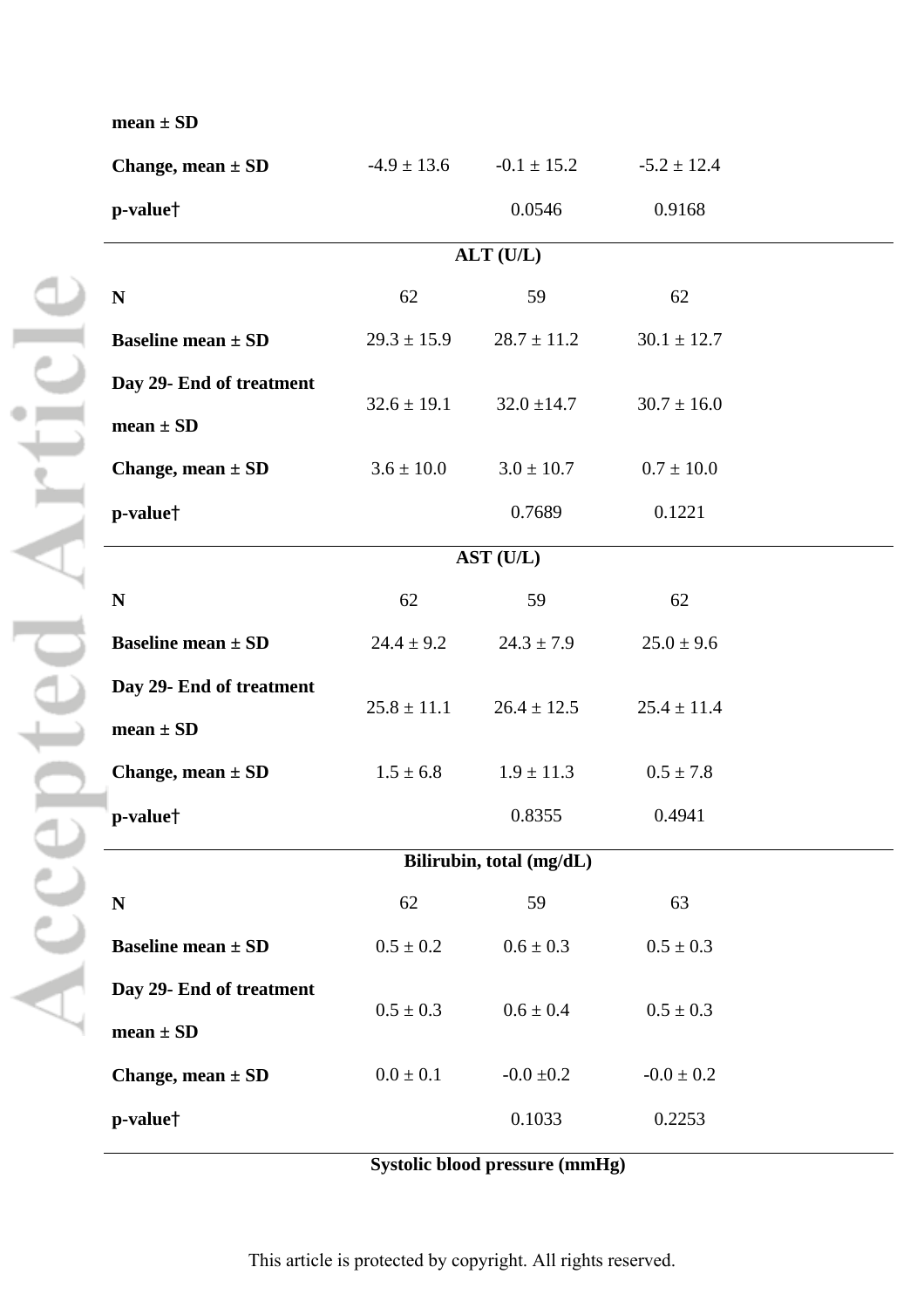| | | | |
|---|---|---|---|
| **mean ± SD** | | | |
| **Change, mean ± SD** | -4.9 ± 13.6 | -0.1 ± 15.2 | -5.2 ± 12.4 |
| **p-value†** | | 0.0546 | 0.9168 |
| **ALT (U/L)** | | | |
| **N** | 62 | 59 | 62 |
| **Baseline mean ± SD** | 29.3 ± 15.9 | 28.7 ± 11.2 | 30.1 ± 12.7 |
| **Day 29- End of treatment mean ± SD** | 32.6 ± 19.1 | 32.0 ±14.7 | 30.7 ± 16.0 |
| **Change, mean ± SD** | 3.6 ± 10.0 | 3.0 ± 10.7 | 0.7 ± 10.0 |
| **p-value†** | | 0.7689 | 0.1221 |
| **AST (U/L)** | | | |
| **N** | 62 | 59 | 62 |
| **Baseline mean ± SD** | 24.4 ± 9.2 | 24.3 ± 7.9 | 25.0 ± 9.6 |
| **Day 29- End of treatment mean ± SD** | 25.8 ± 11.1 | 26.4 ± 12.5 | 25.4 ± 11.4 |
| **Change, mean ± SD** | 1.5 ± 6.8 | 1.9 ± 11.3 | 0.5 ± 7.8 |
| **p-value†** | | 0.8355 | 0.4941 |
| **Bilirubin, total (mg/dL)** | | | |
| **N** | 62 | 59 | 63 |
| **Baseline mean ± SD** | 0.5 ± 0.2 | 0.6 ± 0.3 | 0.5 ± 0.3 |
| **Day 29- End of treatment mean ± SD** | 0.5 ± 0.3 | 0.6 ± 0.4 | 0.5 ± 0.3 |
| **Change, mean ± SD** | 0.0 ± 0.1 | -0.0 ±0.2 | -0.0 ± 0.2 |
| **p-value†** | | 0.1033 | 0.2253 |
| **Systolic blood pressure (mmHg)** | | | |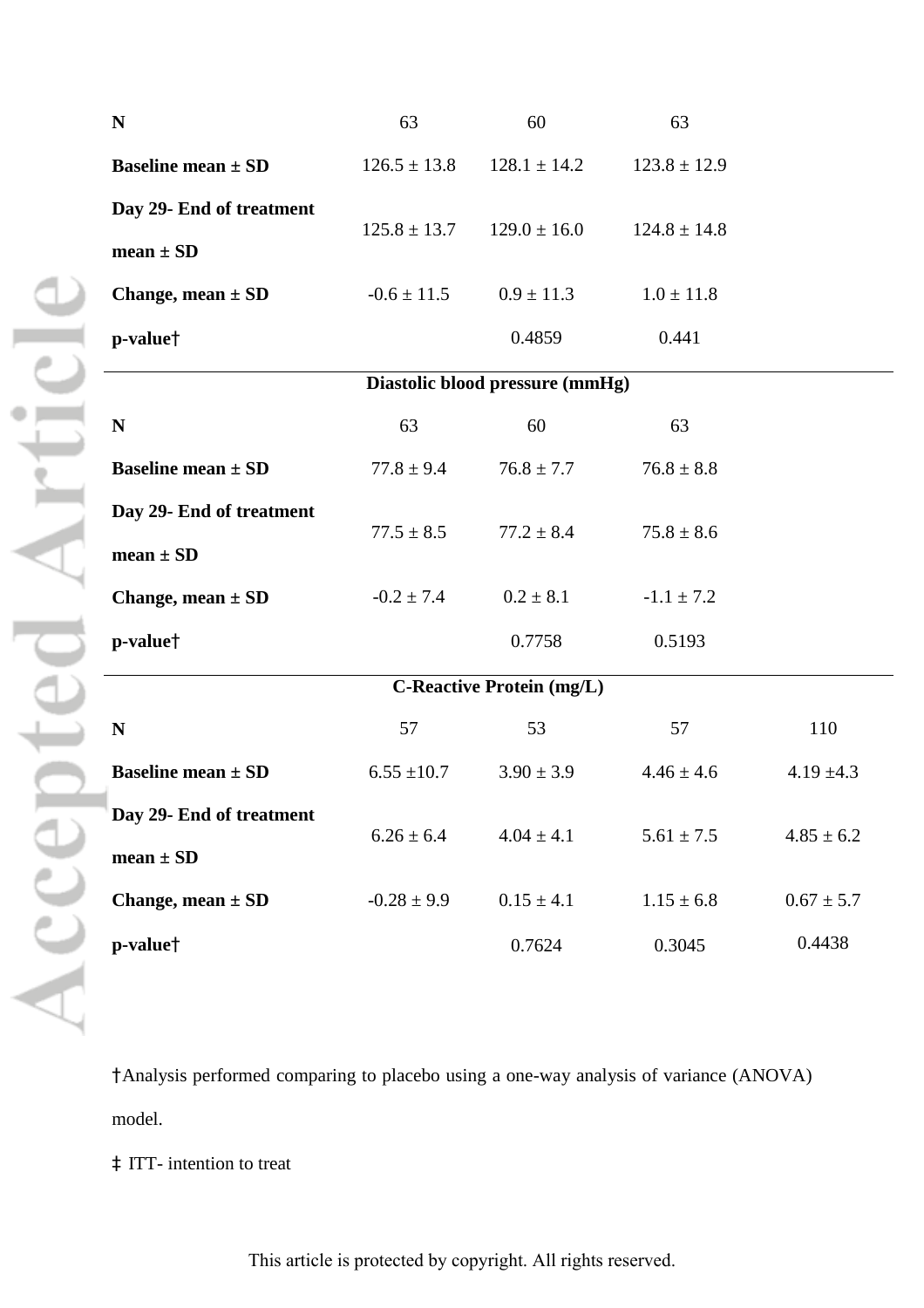| | | | | |
|---|---|---|---|---|
| **N** | 63 | 60 | 63 | |
| **Baseline mean ± SD** | 126.5 ± 13.8 | 128.1 ± 14.2 | 123.8 ± 12.9 | |
| **Day 29- End of treatment mean ± SD** | 125.8 ± 13.7 | 129.0 ± 16.0 | 124.8 ± 14.8 | |
| **Change, mean ± SD** | -0.6 ± 11.5 | 0.9 ± 11.3 | 1.0 ± 11.8 | |
| **p-value†** | | 0.4859 | 0.441 | |
| **Diastolic blood pressure (mmHg)** | | | | |
| **N** | 63 | 60 | 63 | |
| **Baseline mean ± SD** | 77.8 ± 9.4 | 76.8 ± 7.7 | 76.8 ± 8.8 | |
| **Day 29- End of treatment mean ± SD** | 77.5 ± 8.5 | 77.2 ± 8.4 | 75.8 ± 8.6 | |
| **Change, mean ± SD** | -0.2 ± 7.4 | 0.2 ± 8.1 | -1.1 ± 7.2 | |
| **p-value†** | | 0.7758 | 0.5193 | |
| **C-Reactive Protein (mg/L)** | | | | |
| **N** | 57 | 53 | 57 | 110 |
| **Baseline mean ± SD** | 6.55 ±10.7 | 3.90 ± 3.9 | 4.46 ± 4.6 | 4.19 ±4.3 |
| **Day 29- End of treatment mean ± SD** | 6.26 ± 6.4 | 4.04 ± 4.1 | 5.61 ± 7.5 | 4.85 ± 6.2 |
| **Change, mean ± SD** | -0.28 ± 9.9 | 0.15 ± 4.1 | 1.15 ± 6.8 | 0.67 ± 5.7 |
| **p-value†** | | 0.7624 | 0.3045 | 0.4438 |

†Analysis performed comparing to placebo using a one-way analysis of variance (ANOVA) model.

‡ ITT- intention to treat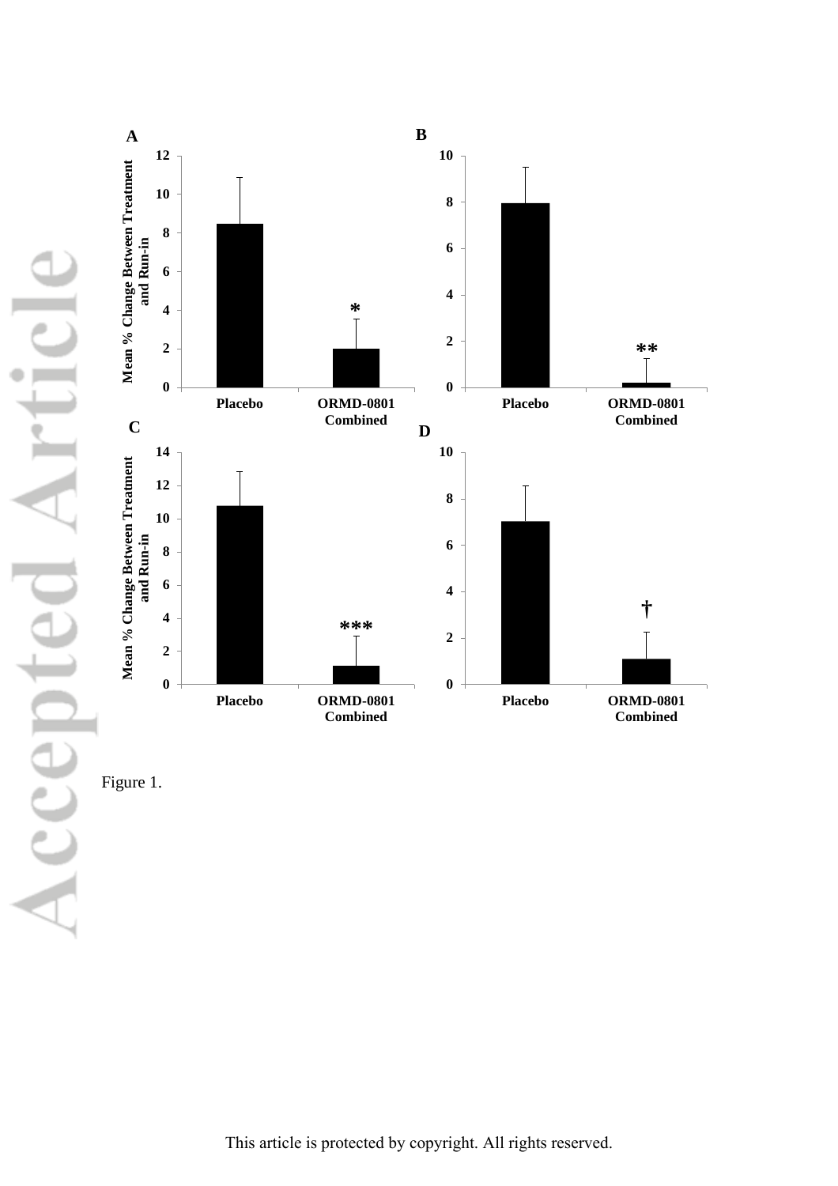A

Mean % Change Between Treatment and Run-in

12
10
8
6
4
2
0

*

Placebo

ORMD-0801 Combined

B

10
8
6
4
2
0

**

Placebo

ORMD-0801 Combined

C

Mean % Change Between Treatment and Run-in

14
12
10
8
6
4
2
0

***

Placebo

ORMD-0801 Combined

D

10
8
6
4
2
0

†

Placebo

ORMD-0801 Combined

Figure 1.